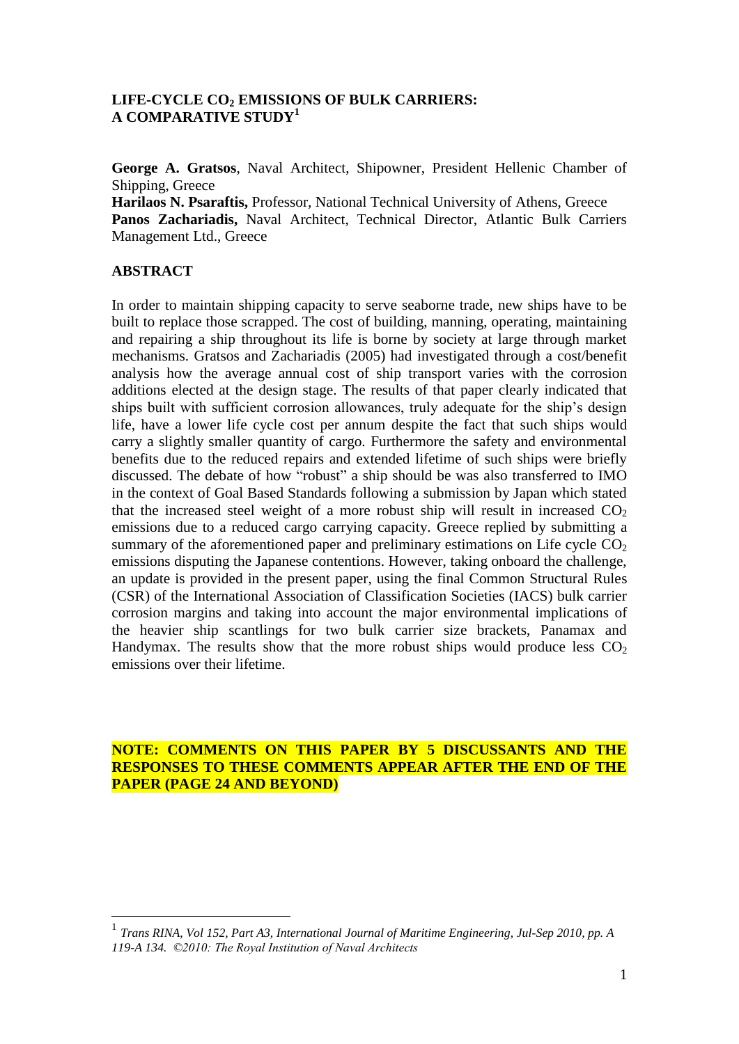# LIFE-CYCLE $CO_2$ EMISSIONS OF BULK CARRIERS: A COMPARATIVE STUDY[1]

**George A. Gratsos**, Naval Architect, Shipowner, President Hellenic Chamber of Shipping, Greece
**Harilaos N. Psaraftis,** Professor, National Technical University of Athens, Greece
**Panos Zachariadis,** Naval Architect, Technical Director, Atlantic Bulk Carriers Management Ltd., Greece

## ABSTRACT

In order to maintain shipping capacity to serve seaborne trade, new ships have to be built to replace those scrapped. The cost of building, manning, operating, maintaining and repairing a ship throughout its life is borne by society at large through market mechanisms. Gratsos and Zachariadis (2005) had investigated through a cost/benefit analysis how the average annual cost of ship transport varies with the corrosion additions elected at the design stage. The results of that paper clearly indicated that ships built with sufficient corrosion allowances, truly adequate for the ship's design life, have a lower life cycle cost per annum despite the fact that such ships would carry a slightly smaller quantity of cargo. Furthermore the safety and environmental benefits due to the reduced repairs and extended lifetime of such ships were briefly discussed. The debate of how "robust" a ship should be was also transferred to IMO in the context of Goal Based Standards following a submission by Japan which stated that the increased steel weight of a more robust ship will result in increased $CO_2$ emissions due to a reduced cargo carrying capacity. Greece replied by submitting a summary of the aforementioned paper and preliminary estimations on Life cycle $CO_2$ emissions disputing the Japanese contentions. However, taking onboard the challenge, an update is provided in the present paper, using the final Common Structural Rules (CSR) of the International Association of Classification Societies (IACS) bulk carrier corrosion margins and taking into account the major environmental implications of the heavier ship scantlings for two bulk carrier size brackets, Panamax and Handymax. The results show that the more robust ships would produce less $CO_2$ emissions over their lifetime.

**NOTE: COMMENTS ON THIS PAPER BY 5 DISCUSSANTS AND THE RESPONSES TO THESE COMMENTS APPEAR AFTER THE END OF THE PAPER (PAGE 24 AND BEYOND)**

---

[1] *Trans RINA, Vol 152, Part A3, International Journal of Maritime Engineering, Jul-Sep 2010, pp. A 119-A 134. ©2010: The Royal Institution of Naval Architects*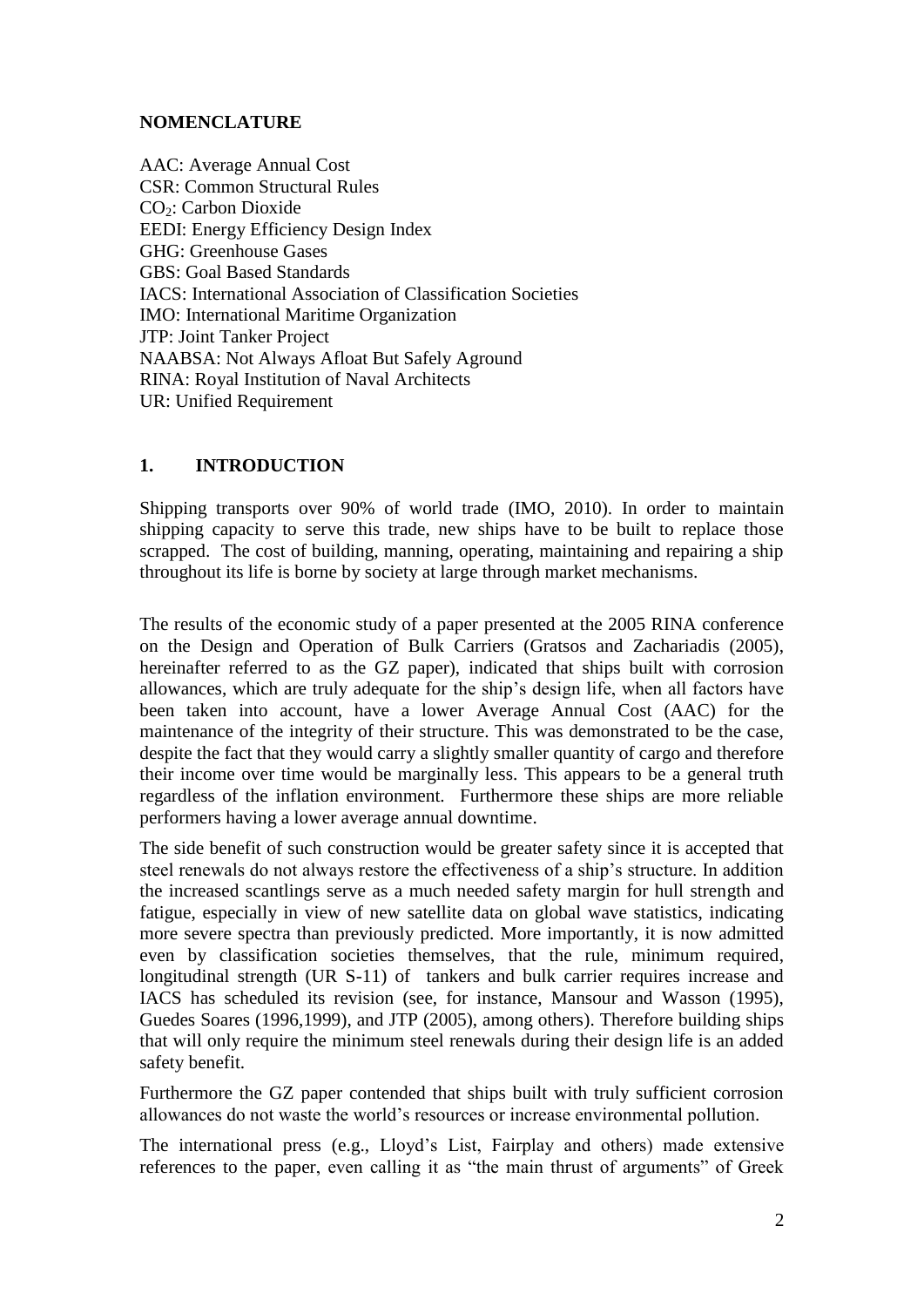## NOMENCLATURE

AAC: Average Annual Cost  
CSR: Common Structural Rules  
$CO_2$: Carbon Dioxide  
EEDI: Energy Efficiency Design Index  
GHG: Greenhouse Gases  
GBS: Goal Based Standards  
IACS: International Association of Classification Societies  
IMO: International Maritime Organization  
JTP: Joint Tanker Project  
NAABSA: Not Always Afloat But Safely Aground  
RINA: Royal Institution of Naval Architects  
UR: Unified Requirement

## 1. INTRODUCTION

Shipping transports over 90% of world trade (IMO, 2010). In order to maintain shipping capacity to serve this trade, new ships have to be built to replace those scrapped. The cost of building, manning, operating, maintaining and repairing a ship throughout its life is borne by society at large through market mechanisms.

The results of the economic study of a paper presented at the 2005 RINA conference on the Design and Operation of Bulk Carriers (Gratsos and Zachariadis (2005), hereinafter referred to as the GZ paper), indicated that ships built with corrosion allowances, which are truly adequate for the ship's design life, when all factors have been taken into account, have a lower Average Annual Cost (AAC) for the maintenance of the integrity of their structure. This was demonstrated to be the case, despite the fact that they would carry a slightly smaller quantity of cargo and therefore their income over time would be marginally less. This appears to be a general truth regardless of the inflation environment. Furthermore these ships are more reliable performers having a lower average annual downtime.

The side benefit of such construction would be greater safety since it is accepted that steel renewals do not always restore the effectiveness of a ship's structure. In addition the increased scantlings serve as a much needed safety margin for hull strength and fatigue, especially in view of new satellite data on global wave statistics, indicating more severe spectra than previously predicted. More importantly, it is now admitted even by classification societies themselves, that the rule, minimum required, longitudinal strength (UR S-11) of tankers and bulk carrier requires increase and IACS has scheduled its revision (see, for instance, Mansour and Wasson (1995), Guedes Soares (1996,1999), and JTP (2005), among others). Therefore building ships that will only require the minimum steel renewals during their design life is an added safety benefit.

Furthermore the GZ paper contended that ships built with truly sufficient corrosion allowances do not waste the world's resources or increase environmental pollution.

The international press (e.g., Lloyd's List, Fairplay and others) made extensive references to the paper, even calling it as "the main thrust of arguments" of Greek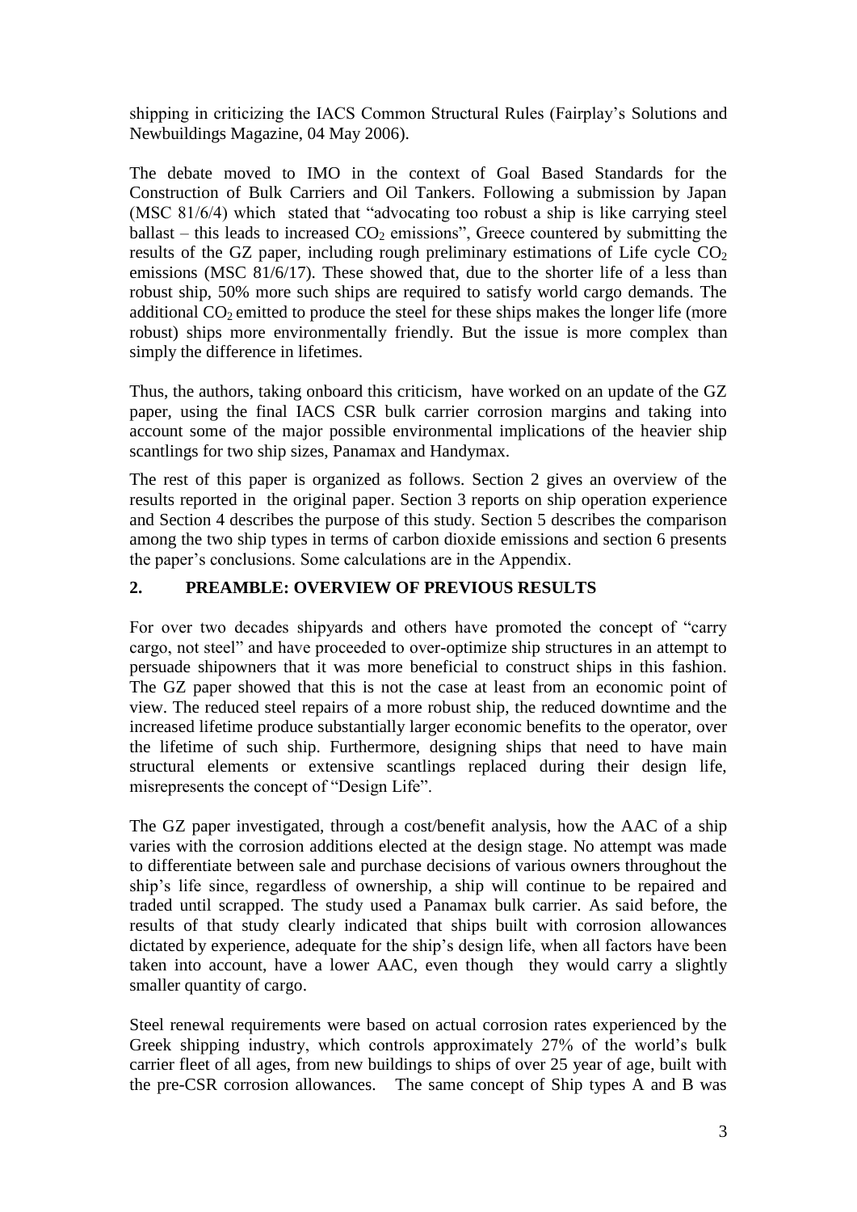shipping in criticizing the IACS Common Structural Rules (Fairplay's Solutions and Newbuildings Magazine, 04 May 2006).

The debate moved to IMO in the context of Goal Based Standards for the Construction of Bulk Carriers and Oil Tankers. Following a submission by Japan (MSC 81/6/4) which stated that "advocating too robust a ship is like carrying steel ballast – this leads to increased $CO_2$ emissions", Greece countered by submitting the results of the GZ paper, including rough preliminary estimations of Life cycle $CO_2$ emissions (MSC 81/6/17). These showed that, due to the shorter life of a less than robust ship, 50% more such ships are required to satisfy world cargo demands. The additional $CO_2$ emitted to produce the steel for these ships makes the longer life (more robust) ships more environmentally friendly. But the issue is more complex than simply the difference in lifetimes.

Thus, the authors, taking onboard this criticism, have worked on an update of the GZ paper, using the final IACS CSR bulk carrier corrosion margins and taking into account some of the major possible environmental implications of the heavier ship scantlings for two ship sizes, Panamax and Handymax.

The rest of this paper is organized as follows. Section 2 gives an overview of the results reported in the original paper. Section 3 reports on ship operation experience and Section 4 describes the purpose of this study. Section 5 describes the comparison among the two ship types in terms of carbon dioxide emissions and section 6 presents the paper's conclusions. Some calculations are in the Appendix.

## 2. PREAMBLE: OVERVIEW OF PREVIOUS RESULTS

For over two decades shipyards and others have promoted the concept of "carry cargo, not steel" and have proceeded to over-optimize ship structures in an attempt to persuade shipowners that it was more beneficial to construct ships in this fashion. The GZ paper showed that this is not the case at least from an economic point of view. The reduced steel repairs of a more robust ship, the reduced downtime and the increased lifetime produce substantially larger economic benefits to the operator, over the lifetime of such ship. Furthermore, designing ships that need to have main structural elements or extensive scantlings replaced during their design life, misrepresents the concept of "Design Life".

The GZ paper investigated, through a cost/benefit analysis, how the AAC of a ship varies with the corrosion additions elected at the design stage. No attempt was made to differentiate between sale and purchase decisions of various owners throughout the ship's life since, regardless of ownership, a ship will continue to be repaired and traded until scrapped. The study used a Panamax bulk carrier. As said before, the results of that study clearly indicated that ships built with corrosion allowances dictated by experience, adequate for the ship's design life, when all factors have been taken into account, have a lower AAC, even though they would carry a slightly smaller quantity of cargo.

Steel renewal requirements were based on actual corrosion rates experienced by the Greek shipping industry, which controls approximately 27% of the world's bulk carrier fleet of all ages, from new buildings to ships of over 25 year of age, built with the pre-CSR corrosion allowances. The same concept of Ship types A and B was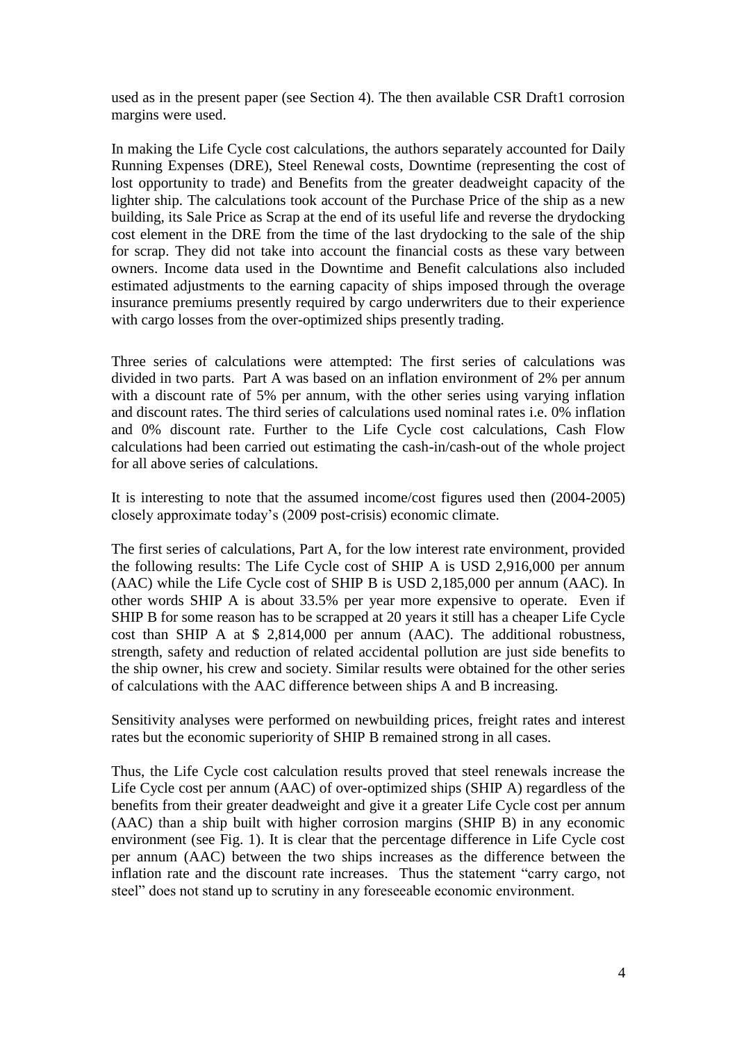used as in the present paper (see Section 4). The then available CSR Draft1 corrosion margins were used.

In making the Life Cycle cost calculations, the authors separately accounted for Daily Running Expenses (DRE), Steel Renewal costs, Downtime (representing the cost of lost opportunity to trade) and Benefits from the greater deadweight capacity of the lighter ship. The calculations took account of the Purchase Price of the ship as a new building, its Sale Price as Scrap at the end of its useful life and reverse the drydocking cost element in the DRE from the time of the last drydocking to the sale of the ship for scrap. They did not take into account the financial costs as these vary between owners. Income data used in the Downtime and Benefit calculations also included estimated adjustments to the earning capacity of ships imposed through the overage insurance premiums presently required by cargo underwriters due to their experience with cargo losses from the over-optimized ships presently trading.

Three series of calculations were attempted: The first series of calculations was divided in two parts. Part A was based on an inflation environment of 2% per annum with a discount rate of 5% per annum, with the other series using varying inflation and discount rates. The third series of calculations used nominal rates i.e. 0% inflation and 0% discount rate. Further to the Life Cycle cost calculations, Cash Flow calculations had been carried out estimating the cash-in/cash-out of the whole project for all above series of calculations.

It is interesting to note that the assumed income/cost figures used then (2004-2005) closely approximate today's (2009 post-crisis) economic climate.

The first series of calculations, Part A, for the low interest rate environment, provided the following results: The Life Cycle cost of SHIP A is USD 2,916,000 per annum (AAC) while the Life Cycle cost of SHIP B is USD 2,185,000 per annum (AAC). In other words SHIP A is about 33.5% per year more expensive to operate. Even if SHIP B for some reason has to be scrapped at 20 years it still has a cheaper Life Cycle cost than SHIP A at \$ 2,814,000 per annum (AAC). The additional robustness, strength, safety and reduction of related accidental pollution are just side benefits to the ship owner, his crew and society. Similar results were obtained for the other series of calculations with the AAC difference between ships A and B increasing.

Sensitivity analyses were performed on newbuilding prices, freight rates and interest rates but the economic superiority of SHIP B remained strong in all cases.

Thus, the Life Cycle cost calculation results proved that steel renewals increase the Life Cycle cost per annum (AAC) of over-optimized ships (SHIP A) regardless of the benefits from their greater deadweight and give it a greater Life Cycle cost per annum (AAC) than a ship built with higher corrosion margins (SHIP B) in any economic environment (see Fig. 1). It is clear that the percentage difference in Life Cycle cost per annum (AAC) between the two ships increases as the difference between the inflation rate and the discount rate increases. Thus the statement "carry cargo, not steel" does not stand up to scrutiny in any foreseeable economic environment.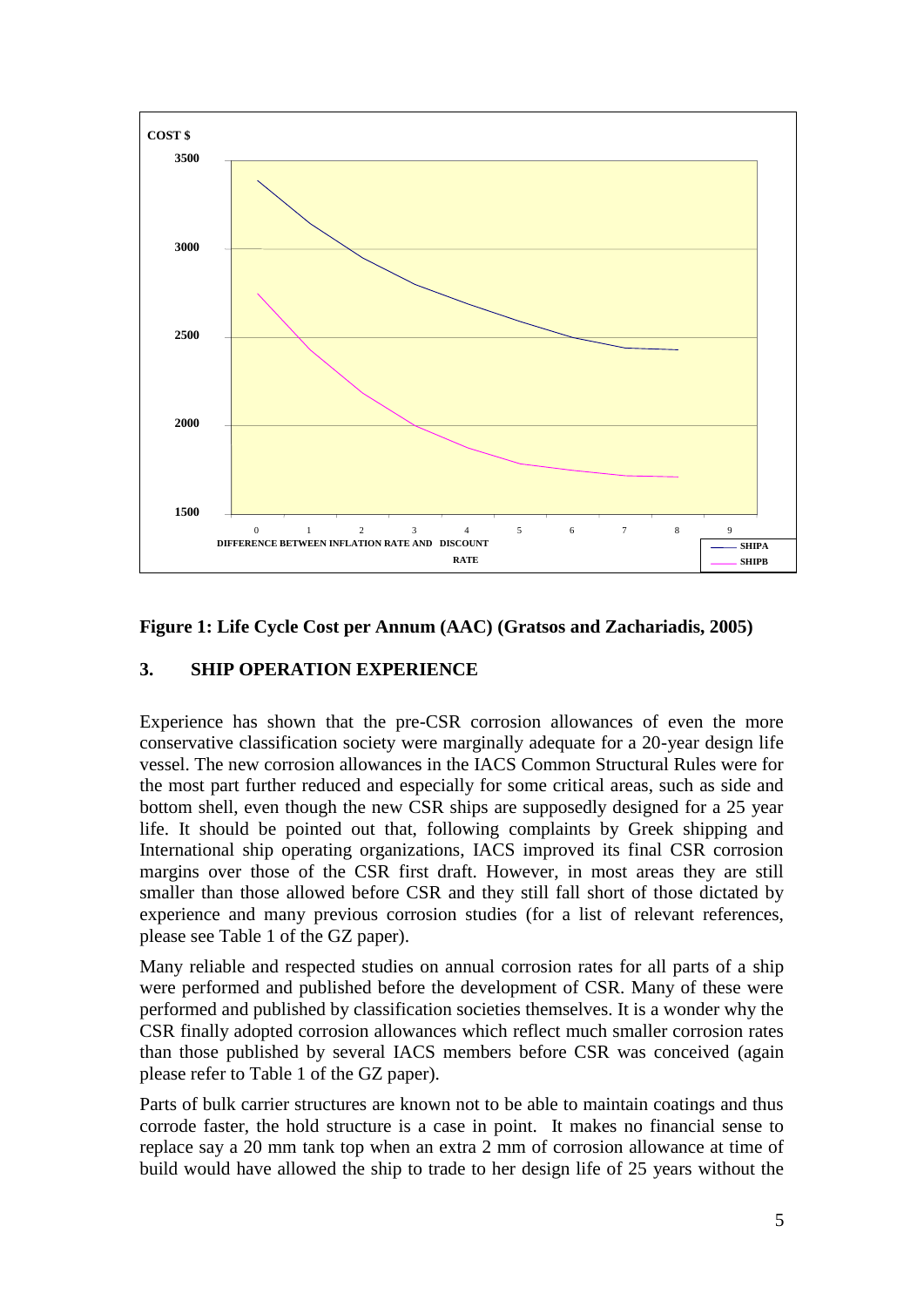**Figure 1: Life Cycle Cost per Annum (AAC) (Gratsos and Zachariadis, 2005)**

## 3. SHIP OPERATION EXPERIENCE

Experience has shown that the pre-CSR corrosion allowances of even the more conservative classification society were marginally adequate for a 20-year design life vessel. The new corrosion allowances in the IACS Common Structural Rules were for the most part further reduced and especially for some critical areas, such as side and bottom shell, even though the new CSR ships are supposedly designed for a 25 year life. It should be pointed out that, following complaints by Greek shipping and International ship operating organizations, IACS improved its final CSR corrosion margins over those of the CSR first draft. However, in most areas they are still smaller than those allowed before CSR and they still fall short of those dictated by experience and many previous corrosion studies (for a list of relevant references, please see Table 1 of the GZ paper).

Many reliable and respected studies on annual corrosion rates for all parts of a ship were performed and published before the development of CSR. Many of these were performed and published by classification societies themselves. It is a wonder why the CSR finally adopted corrosion allowances which reflect much smaller corrosion rates than those published by several IACS members before CSR was conceived (again please refer to Table 1 of the GZ paper).

Parts of bulk carrier structures are known not to be able to maintain coatings and thus corrode faster, the hold structure is a case in point. It makes no financial sense to replace say a 20 mm tank top when an extra 2 mm of corrosion allowance at time of build would have allowed the ship to trade to her design life of 25 years without the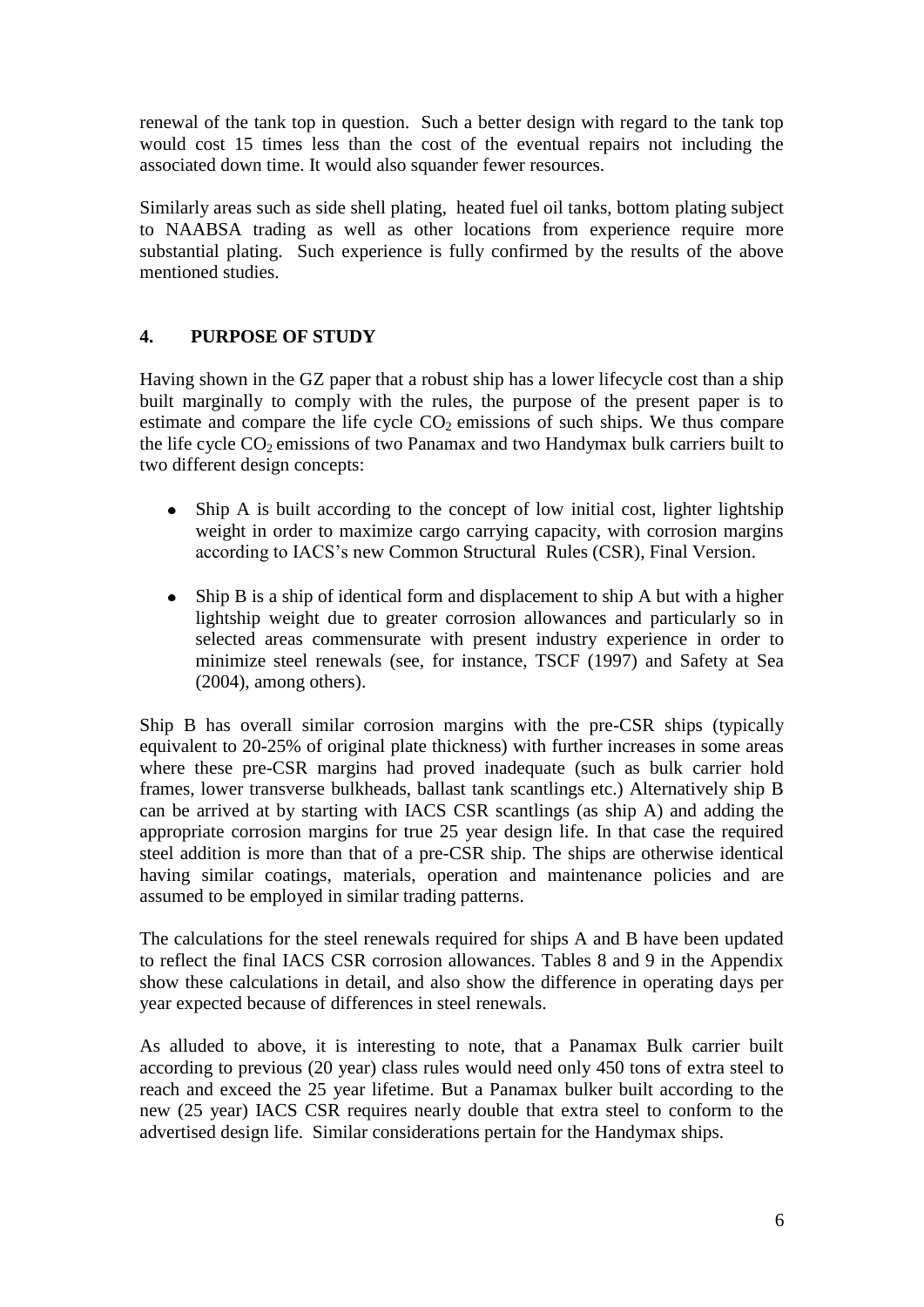renewal of the tank top in question. Such a better design with regard to the tank top would cost 15 times less than the cost of the eventual repairs not including the associated down time. It would also squander fewer resources.

Similarly areas such as side shell plating, heated fuel oil tanks, bottom plating subject to NAABSA trading as well as other locations from experience require more substantial plating. Such experience is fully confirmed by the results of the above mentioned studies.

## 4. PURPOSE OF STUDY

Having shown in the GZ paper that a robust ship has a lower lifecycle cost than a ship built marginally to comply with the rules, the purpose of the present paper is to estimate and compare the life cycle $CO_2$ emissions of such ships. We thus compare the life cycle $CO_2$ emissions of two Panamax and two Handymax bulk carriers built to two different design concepts:

- Ship A is built according to the concept of low initial cost, lighter lightship weight in order to maximize cargo carrying capacity, with corrosion margins according to IACS's new Common Structural Rules (CSR), Final Version.

- Ship B is a ship of identical form and displacement to ship A but with a higher lightship weight due to greater corrosion allowances and particularly so in selected areas commensurate with present industry experience in order to minimize steel renewals (see, for instance, TSCF (1997) and Safety at Sea (2004), among others).

Ship B has overall similar corrosion margins with the pre-CSR ships (typically equivalent to 20-25% of original plate thickness) with further increases in some areas where these pre-CSR margins had proved inadequate (such as bulk carrier hold frames, lower transverse bulkheads, ballast tank scantlings etc.) Alternatively ship B can be arrived at by starting with IACS CSR scantlings (as ship A) and adding the appropriate corrosion margins for true 25 year design life. In that case the required steel addition is more than that of a pre-CSR ship. The ships are otherwise identical having similar coatings, materials, operation and maintenance policies and are assumed to be employed in similar trading patterns.

The calculations for the steel renewals required for ships A and B have been updated to reflect the final IACS CSR corrosion allowances. Tables 8 and 9 in the Appendix show these calculations in detail, and also show the difference in operating days per year expected because of differences in steel renewals.

As alluded to above, it is interesting to note, that a Panamax Bulk carrier built according to previous (20 year) class rules would need only 450 tons of extra steel to reach and exceed the 25 year lifetime. But a Panamax bulker built according to the new (25 year) IACS CSR requires nearly double that extra steel to conform to the advertised design life. Similar considerations pertain for the Handymax ships.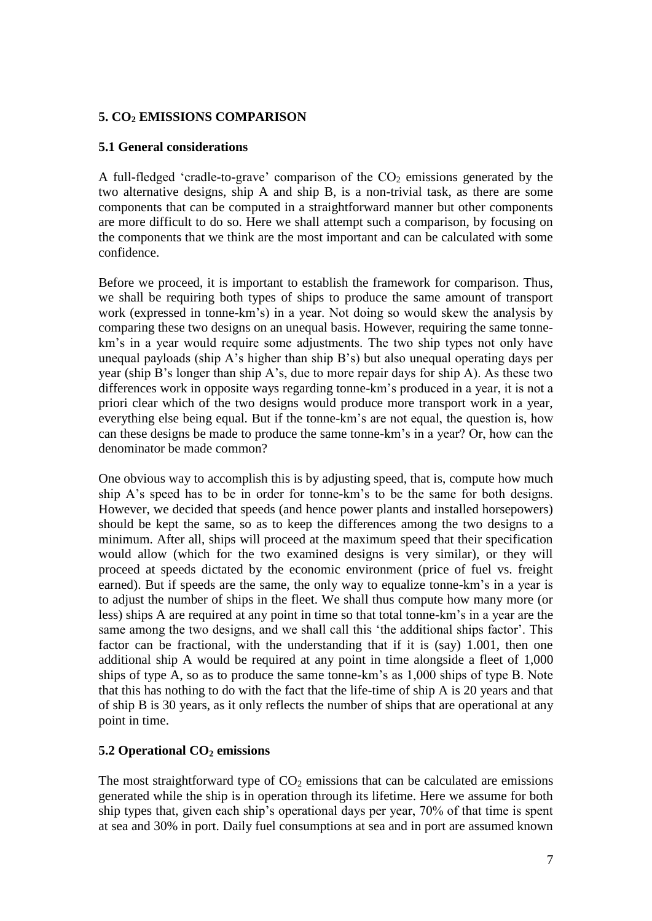## 5. $CO_2$ EMISSIONS COMPARISON

### 5.1 General considerations

A full-fledged 'cradle-to-grave' comparison of the $CO_2$ emissions generated by the two alternative designs, ship A and ship B, is a non-trivial task, as there are some components that can be computed in a straightforward manner but other components are more difficult to do so. Here we shall attempt such a comparison, by focusing on the components that we think are the most important and can be calculated with some confidence.

Before we proceed, it is important to establish the framework for comparison. Thus, we shall be requiring both types of ships to produce the same amount of transport work (expressed in tonne-km's) in a year. Not doing so would skew the analysis by comparing these two designs on an unequal basis. However, requiring the same tonne-km's in a year would require some adjustments. The two ship types not only have unequal payloads (ship A's higher than ship B's) but also unequal operating days per year (ship B's longer than ship A's, due to more repair days for ship A). As these two differences work in opposite ways regarding tonne-km's produced in a year, it is not a priori clear which of the two designs would produce more transport work in a year, everything else being equal. But if the tonne-km's are not equal, the question is, how can these designs be made to produce the same tonne-km's in a year? Or, how can the denominator be made common?

One obvious way to accomplish this is by adjusting speed, that is, compute how much ship A's speed has to be in order for tonne-km's to be the same for both designs. However, we decided that speeds (and hence power plants and installed horsepowers) should be kept the same, so as to keep the differences among the two designs to a minimum. After all, ships will proceed at the maximum speed that their specification would allow (which for the two examined designs is very similar), or they will proceed at speeds dictated by the economic environment (price of fuel vs. freight earned). But if speeds are the same, the only way to equalize tonne-km's in a year is to adjust the number of ships in the fleet. We shall thus compute how many more (or less) ships A are required at any point in time so that total tonne-km's in a year are the same among the two designs, and we shall call this 'the additional ships factor'. This factor can be fractional, with the understanding that if it is (say) 1.001, then one additional ship A would be required at any point in time alongside a fleet of 1,000 ships of type A, so as to produce the same tonne-km's as 1,000 ships of type B. Note that this has nothing to do with the fact that the life-time of ship A is 20 years and that of ship B is 30 years, as it only reflects the number of ships that are operational at any point in time.

### 5.2 Operational $CO_2$ emissions

The most straightforward type of $CO_2$ emissions that can be calculated are emissions generated while the ship is in operation through its lifetime. Here we assume for both ship types that, given each ship's operational days per year, 70% of that time is spent at sea and 30% in port. Daily fuel consumptions at sea and in port are assumed known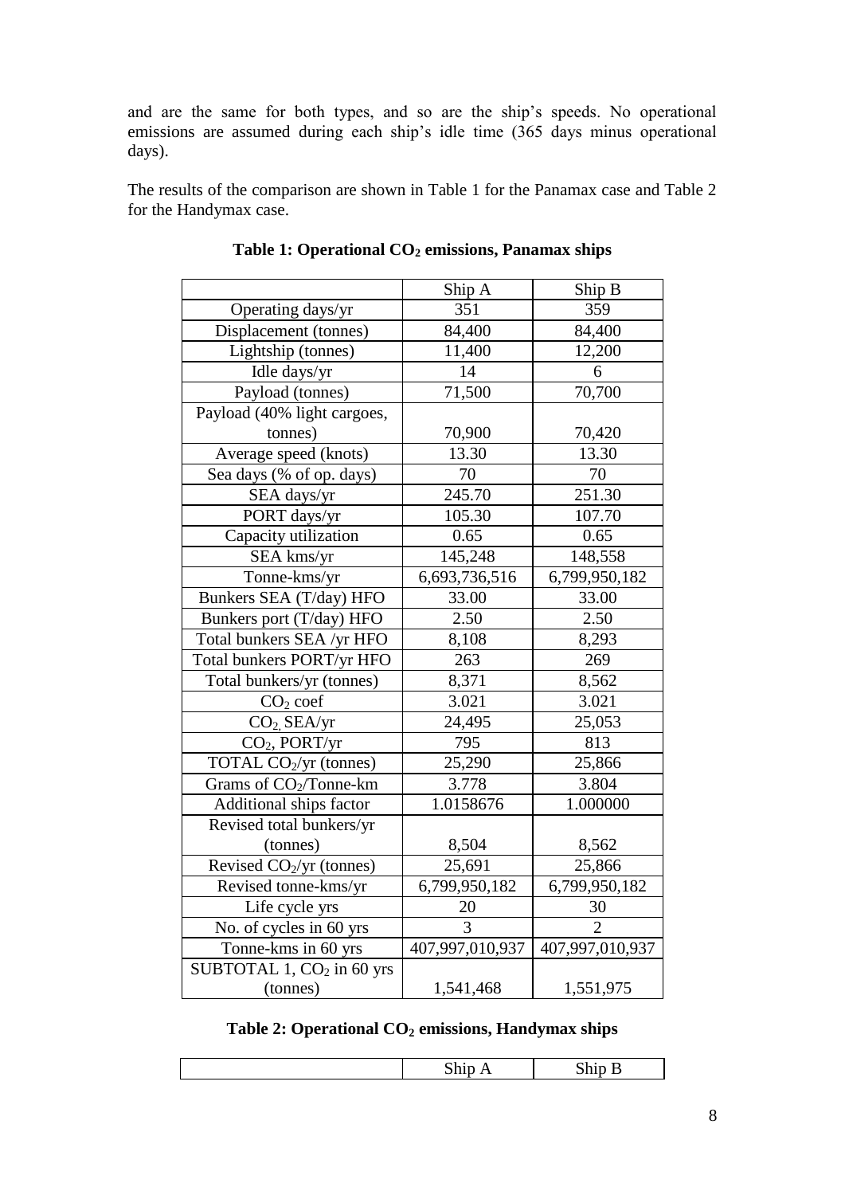and are the same for both types, and so are the ship's speeds. No operational emissions are assumed during each ship's idle time (365 days minus operational days).

The results of the comparison are shown in Table 1 for the Panamax case and Table 2 for the Handymax case.

**Table 1: Operational $CO_2$ emissions, Panamax ships**

| | Ship A | Ship B |
|---|---|---|
| Operating days/yr | 351 | 359 |
| Displacement (tonnes) | 84,400 | 84,400 |
| Lightship (tonnes) | 11,400 | 12,200 |
| Idle days/yr | 14 | 6 |
| Payload (tonnes) | 71,500 | 70,700 |
| Payload (40% light cargoes, tonnes) | 70,900 | 70,420 |
| Average speed (knots) | 13.30 | 13.30 |
| Sea days (% of op. days) | 70 | 70 |
| SEA days/yr | 245.70 | 251.30 |
| PORT days/yr | 105.30 | 107.70 |
| Capacity utilization | 0.65 | 0.65 |
| SEA kms/yr | 145,248 | 148,558 |
| Tonne-kms/yr | 6,693,736,516 | 6,799,950,182 |
| Bunkers SEA (T/day) HFO | 33.00 | 33.00 |
| Bunkers port (T/day) HFO | 2.50 | 2.50 |
| Total bunkers SEA /yr HFO | 8,108 | 8,293 |
| Total bunkers PORT/yr HFO | 263 | 269 |
| Total bunkers/yr (tonnes) | 8,371 | 8,562 |
| $CO_2$ coef | 3.021 | 3.021 |
| $CO_2$, SEA/yr | 24,495 | 25,053 |
| $CO_2$, PORT/yr | 795 | 813 |
| TOTAL $CO_2$/yr (tonnes) | 25,290 | 25,866 |
| Grams of $CO_2$/Tonne-km | 3.778 | 3.804 |
| Additional ships factor | 1.0158676 | 1.000000 |
| Revised total bunkers/yr (tonnes) | 8,504 | 8,562 |
| Revised $CO_2$/yr (tonnes) | 25,691 | 25,866 |
| Revised tonne-kms/yr | 6,799,950,182 | 6,799,950,182 |
| Life cycle yrs | 20 | 30 |
| No. of cycles in 60 yrs | 3 | 2 |
| Tonne-kms in 60 yrs | 407,997,010,937 | 407,997,010,937 |
| SUBTOTAL 1, $CO_2$ in 60 yrs (tonnes) | 1,541,468 | 1,551,975 |

**Table 2: Operational $CO_2$ emissions, Handymax ships**

| | Ship A | Ship B |
|---|---|---|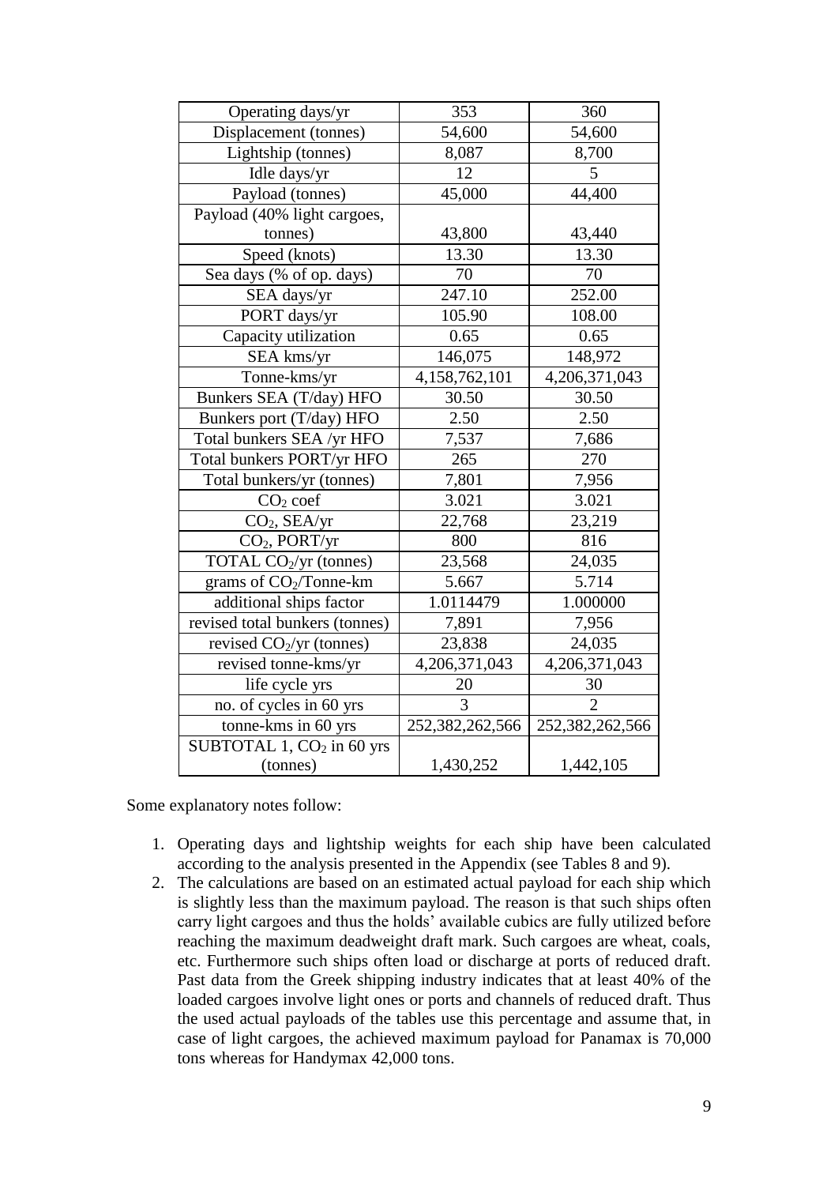| Operating days/yr | 353 | 360 |
|---|---|---|
| Displacement (tonnes) | 54,600 | 54,600 |
| Lightship (tonnes) | 8,087 | 8,700 |
| Idle days/yr | 12 | 5 |
| Payload (tonnes) | 45,000 | 44,400 |
| Payload (40% light cargoes, tonnes) | 43,800 | 43,440 |
| Speed (knots) | 13.30 | 13.30 |
| Sea days (% of op. days) | 70 | 70 |
| SEA days/yr | 247.10 | 252.00 |
| PORT days/yr | 105.90 | 108.00 |
| Capacity utilization | 0.65 | 0.65 |
| SEA kms/yr | 146,075 | 148,972 |
| Tonne-kms/yr | 4,158,762,101 | 4,206,371,043 |
| Bunkers SEA (T/day) HFO | 30.50 | 30.50 |
| Bunkers port (T/day) HFO | 2.50 | 2.50 |
| Total bunkers SEA /yr HFO | 7,537 | 7,686 |
| Total bunkers PORT/yr HFO | 265 | 270 |
| Total bunkers/yr (tonnes) | 7,801 | 7,956 |
| $CO_2$ coef | 3.021 | 3.021 |
| $CO_2$, SEA/yr | 22,768 | 23,219 |
| $CO_2$, PORT/yr | 800 | 816 |
| TOTAL $CO_2$/yr (tonnes) | 23,568 | 24,035 |
| grams of $CO_2$/Tonne-km | 5.667 | 5.714 |
| additional ships factor | 1.0114479 | 1.000000 |
| revised total bunkers (tonnes) | 7,891 | 7,956 |
| revised $CO_2$/yr (tonnes) | 23,838 | 24,035 |
| revised tonne-kms/yr | 4,206,371,043 | 4,206,371,043 |
| life cycle yrs | 20 | 30 |
| no. of cycles in 60 yrs | 3 | 2 |
| tonne-kms in 60 yrs | 252,382,262,566 | 252,382,262,566 |
| SUBTOTAL 1, $CO_2$ in 60 yrs (tonnes) | 1,430,252 | 1,442,105 |

Some explanatory notes follow:

1. Operating days and lightship weights for each ship have been calculated according to the analysis presented in the Appendix (see Tables 8 and 9).
2. The calculations are based on an estimated actual payload for each ship which is slightly less than the maximum payload. The reason is that such ships often carry light cargoes and thus the holds' available cubics are fully utilized before reaching the maximum deadweight draft mark. Such cargoes are wheat, coals, etc. Furthermore such ships often load or discharge at ports of reduced draft. Past data from the Greek shipping industry indicates that at least 40% of the loaded cargoes involve light ones or ports and channels of reduced draft. Thus the used actual payloads of the tables use this percentage and assume that, in case of light cargoes, the achieved maximum payload for Panamax is 70,000 tons whereas for Handymax 42,000 tons.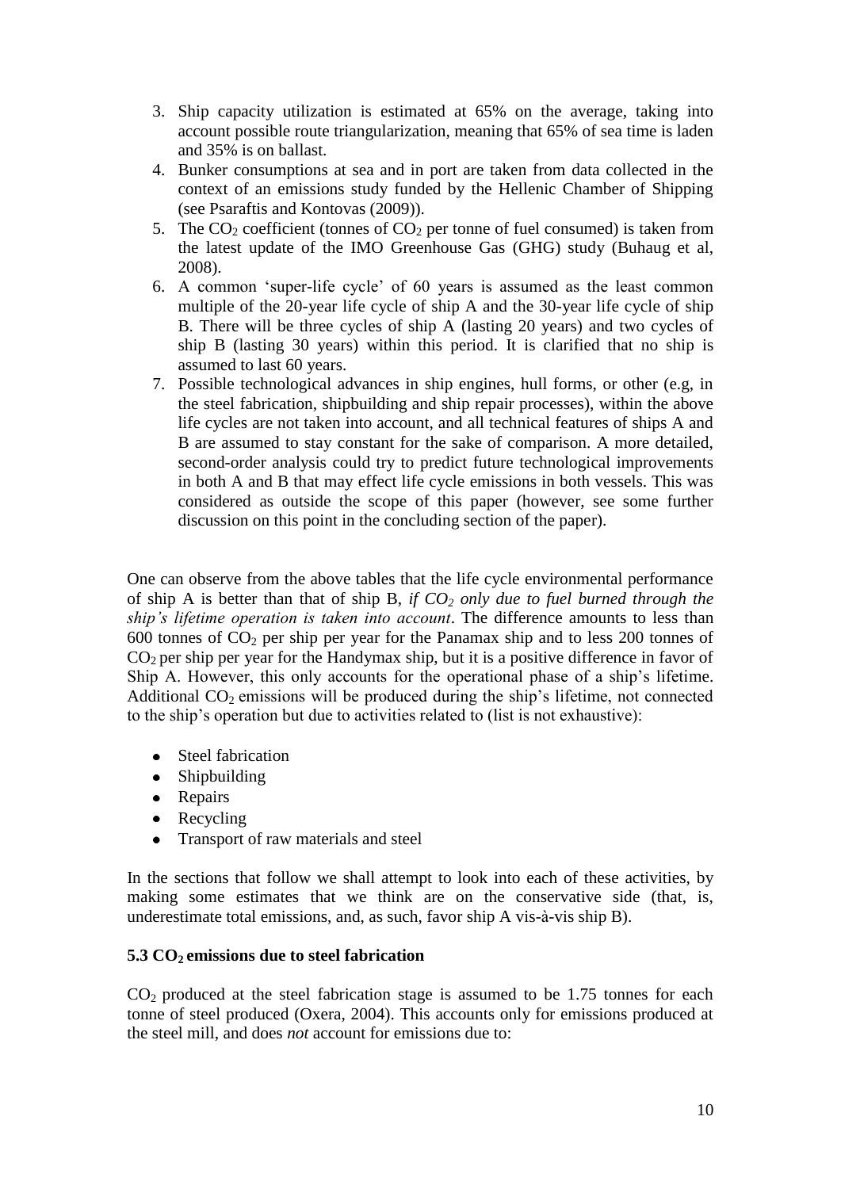3. Ship capacity utilization is estimated at 65% on the average, taking into account possible route triangularization, meaning that 65% of sea time is laden and 35% is on ballast.
4. Bunker consumptions at sea and in port are taken from data collected in the context of an emissions study funded by the Hellenic Chamber of Shipping (see Psaraftis and Kontovas (2009)).
5. The $CO_2$ coefficient (tonnes of $CO_2$ per tonne of fuel consumed) is taken from the latest update of the IMO Greenhouse Gas (GHG) study (Buhaug et al, 2008).
6. A common 'super-life cycle' of 60 years is assumed as the least common multiple of the 20-year life cycle of ship A and the 30-year life cycle of ship B. There will be three cycles of ship A (lasting 20 years) and two cycles of ship B (lasting 30 years) within this period. It is clarified that no ship is assumed to last 60 years.
7. Possible technological advances in ship engines, hull forms, or other (e.g, in the steel fabrication, shipbuilding and ship repair processes), within the above life cycles are not taken into account, and all technical features of ships A and B are assumed to stay constant for the sake of comparison. A more detailed, second-order analysis could try to predict future technological improvements in both A and B that may effect life cycle emissions in both vessels. This was considered as outside the scope of this paper (however, see some further discussion on this point in the concluding section of the paper).

One can observe from the above tables that the life cycle environmental performance of ship A is better than that of ship B, *if $CO_2$ only due to fuel burned through the ship's lifetime operation is taken into account*. The difference amounts to less than 600 tonnes of $CO_2$ per ship per year for the Panamax ship and to less 200 tonnes of $CO_2$ per ship per year for the Handymax ship, but it is a positive difference in favor of Ship A. However, this only accounts for the operational phase of a ship's lifetime. Additional $CO_2$ emissions will be produced during the ship's lifetime, not connected to the ship's operation but due to activities related to (list is not exhaustive):

- Steel fabrication
- Shipbuilding
- Repairs
- Recycling
- Transport of raw materials and steel

In the sections that follow we shall attempt to look into each of these activities, by making some estimates that we think are on the conservative side (that, is, underestimate total emissions, and, as such, favor ship A vis-à-vis ship B).

### 5.3 $CO_2$ emissions due to steel fabrication

$CO_2$ produced at the steel fabrication stage is assumed to be 1.75 tonnes for each tonne of steel produced (Oxera, 2004). This accounts only for emissions produced at the steel mill, and does *not* account for emissions due to: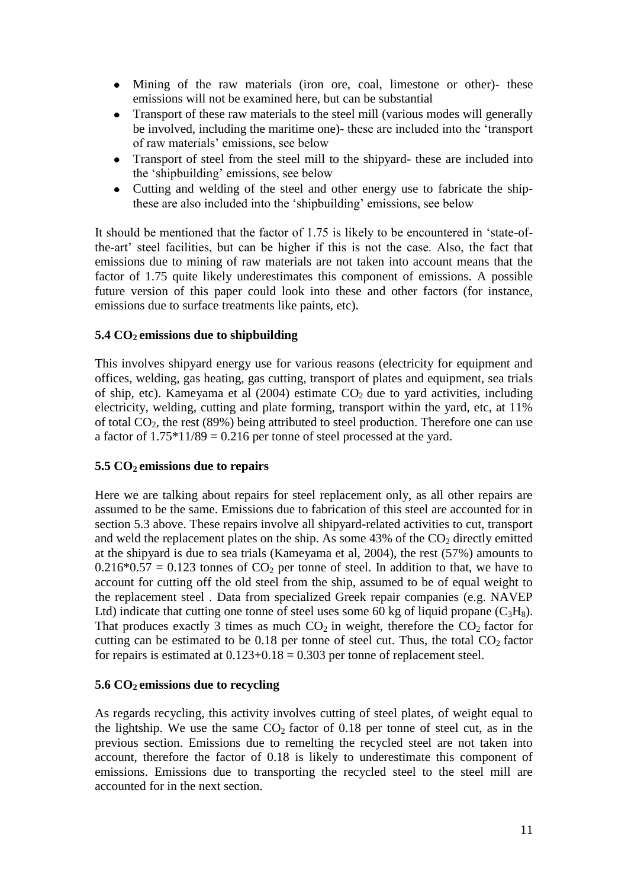- Mining of the raw materials (iron ore, coal, limestone or other)- these emissions will not be examined here, but can be substantial
- Transport of these raw materials to the steel mill (various modes will generally be involved, including the maritime one)- these are included into the 'transport of raw materials' emissions, see below
- Transport of steel from the steel mill to the shipyard- these are included into the 'shipbuilding' emissions, see below
- Cutting and welding of the steel and other energy use to fabricate the ship- these are also included into the 'shipbuilding' emissions, see below

It should be mentioned that the factor of 1.75 is likely to be encountered in 'state-of-the-art' steel facilities, but can be higher if this is not the case. Also, the fact that emissions due to mining of raw materials are not taken into account means that the factor of 1.75 quite likely underestimates this component of emissions. A possible future version of this paper could look into these and other factors (for instance, emissions due to surface treatments like paints, etc).

### 5.4 $CO_2$ emissions due to shipbuilding

This involves shipyard energy use for various reasons (electricity for equipment and offices, welding, gas heating, gas cutting, transport of plates and equipment, sea trials of ship, etc). Kameyama et al (2004) estimate $CO_2$ due to yard activities, including electricity, welding, cutting and plate forming, transport within the yard, etc, at 11% of total $CO_2$, the rest (89%) being attributed to steel production. Therefore one can use a factor of $1.75*11/89 = 0.216$ per tonne of steel processed at the yard.

### 5.5 $CO_2$ emissions due to repairs

Here we are talking about repairs for steel replacement only, as all other repairs are assumed to be the same. Emissions due to fabrication of this steel are accounted for in section 5.3 above. These repairs involve all shipyard-related activities to cut, transport and weld the replacement plates on the ship. As some 43% of the $CO_2$ directly emitted at the shipyard is due to sea trials (Kameyama et al, 2004), the rest (57%) amounts to $0.216*0.57 = 0.123$ tonnes of $CO_2$ per tonne of steel. In addition to that, we have to account for cutting off the old steel from the ship, assumed to be of equal weight to the replacement steel . Data from specialized Greek repair companies (e.g. NAVEP Ltd) indicate that cutting one tonne of steel uses some 60 kg of liquid propane ($C_3H_8$). That produces exactly 3 times as much $CO_2$ in weight, therefore the $CO_2$ factor for cutting can be estimated to be 0.18 per tonne of steel cut. Thus, the total $CO_2$ factor for repairs is estimated at $0.123+0.18 = 0.303$ per tonne of replacement steel.

### 5.6 $CO_2$ emissions due to recycling

As regards recycling, this activity involves cutting of steel plates, of weight equal to the lightship. We use the same $CO_2$ factor of 0.18 per tonne of steel cut, as in the previous section. Emissions due to remelting the recycled steel are not taken into account, therefore the factor of 0.18 is likely to underestimate this component of emissions. Emissions due to transporting the recycled steel to the steel mill are accounted for in the next section.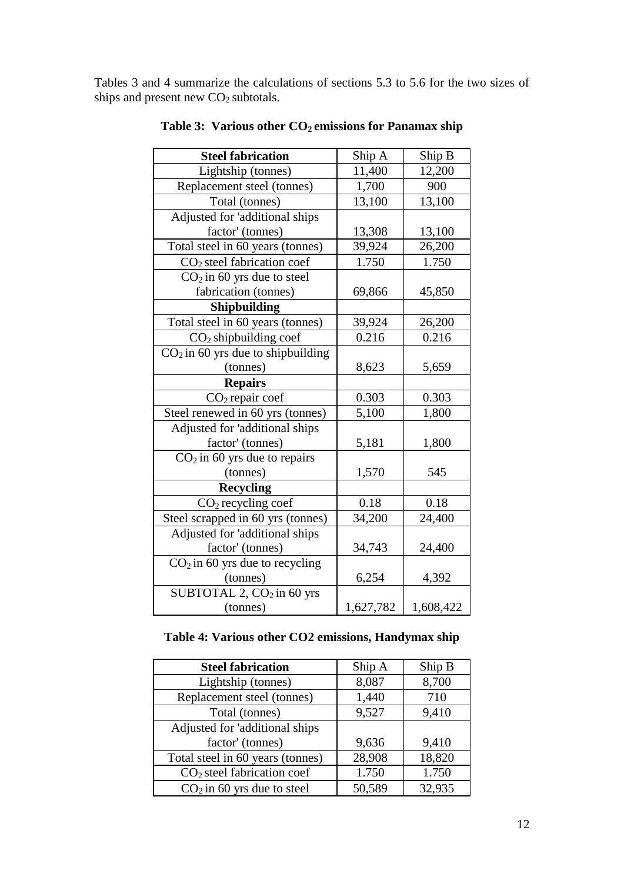Tables 3 and 4 summarize the calculations of sections 5.3 to 5.6 for the two sizes of ships and present new $CO_2$ subtotals.

**Table 3: Various other $CO_2$ emissions for Panamax ship**

| **Steel fabrication** | Ship A | Ship B |
|---|---|---|
| Lightship (tonnes) | 11,400 | 12,200 |
| Replacement steel (tonnes) | 1,700 | 900 |
| Total (tonnes) | 13,100 | 13,100 |
| Adjusted for 'additional ships factor' (tonnes) | 13,308 | 13,100 |
| Total steel in 60 years (tonnes) | 39,924 | 26,200 |
| $CO_2$ steel fabrication coef | 1.750 | 1.750 |
| $CO_2$ in 60 yrs due to steel fabrication (tonnes) | 69,866 | 45,850 |
| **Shipbuilding** | | |
| Total steel in 60 years (tonnes) | 39,924 | 26,200 |
| $CO_2$ shipbuilding coef | 0.216 | 0.216 |
| $CO_2$ in 60 yrs due to shipbuilding (tonnes) | 8,623 | 5,659 |
| **Repairs** | | |
| $CO_2$ repair coef | 0.303 | 0.303 |
| Steel renewed in 60 yrs (tonnes) | 5,100 | 1,800 |
| Adjusted for 'additional ships factor' (tonnes) | 5,181 | 1,800 |
| $CO_2$ in 60 yrs due to repairs (tonnes) | 1,570 | 545 |
| **Recycling** | | |
| $CO_2$ recycling coef | 0.18 | 0.18 |
| Steel scrapped in 60 yrs (tonnes) | 34,200 | 24,400 |
| Adjusted for 'additional ships factor' (tonnes) | 34,743 | 24,400 |
| $CO_2$ in 60 yrs due to recycling (tonnes) | 6,254 | 4,392 |
| SUBTOTAL 2, $CO_2$ in 60 yrs (tonnes) | 1,627,782 | 1,608,422 |

**Table 4: Various other CO2 emissions, Handymax ship**

| **Steel fabrication** | Ship A | Ship B |
|---|---|---|
| Lightship (tonnes) | 8,087 | 8,700 |
| Replacement steel (tonnes) | 1,440 | 710 |
| Total (tonnes) | 9,527 | 9,410 |
| Adjusted for 'additional ships factor' (tonnes) | 9,636 | 9,410 |
| Total steel in 60 years (tonnes) | 28,908 | 18,820 |
| $CO_2$ steel fabrication coef | 1.750 | 1.750 |
| $CO_2$ in 60 yrs due to steel | 50,589 | 32,935 |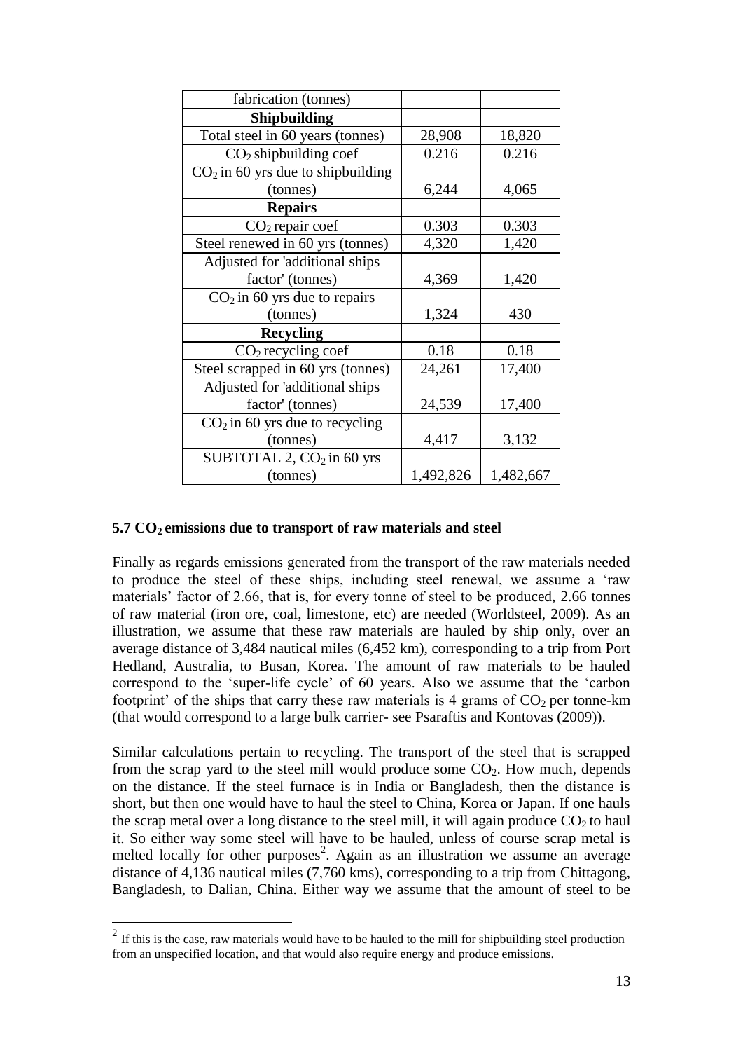| fabrication (tonnes) | | |
|---|---|---|
| **Shipbuilding** | | |
| Total steel in 60 years (tonnes) | 28,908 | 18,820 |
| $CO_2$ shipbuilding coef | 0.216 | 0.216 |
| $CO_2$ in 60 yrs due to shipbuilding (tonnes) | 6,244 | 4,065 |
| **Repairs** | | |
| $CO_2$ repair coef | 0.303 | 0.303 |
| Steel renewed in 60 yrs (tonnes) | 4,320 | 1,420 |
| Adjusted for 'additional ships factor' (tonnes) | 4,369 | 1,420 |
| $CO_2$ in 60 yrs due to repairs (tonnes) | 1,324 | 430 |
| **Recycling** | | |
| $CO_2$ recycling coef | 0.18 | 0.18 |
| Steel scrapped in 60 yrs (tonnes) | 24,261 | 17,400 |
| Adjusted for 'additional ships factor' (tonnes) | 24,539 | 17,400 |
| $CO_2$ in 60 yrs due to recycling (tonnes) | 4,417 | 3,132 |
| SUBTOTAL 2, $CO_2$ in 60 yrs (tonnes) | 1,492,826 | 1,482,667 |

### 5.7 $CO_2$ emissions due to transport of raw materials and steel

Finally as regards emissions generated from the transport of the raw materials needed to produce the steel of these ships, including steel renewal, we assume a 'raw materials' factor of 2.66, that is, for every tonne of steel to be produced, 2.66 tonnes of raw material (iron ore, coal, limestone, etc) are needed (Worldsteel, 2009). As an illustration, we assume that these raw materials are hauled by ship only, over an average distance of 3,484 nautical miles (6,452 km), corresponding to a trip from Port Hedland, Australia, to Busan, Korea. The amount of raw materials to be hauled correspond to the 'super-life cycle' of 60 years. Also we assume that the 'carbon footprint' of the ships that carry these raw materials is 4 grams of $CO_2$ per tonne-km (that would correspond to a large bulk carrier- see Psaraftis and Kontovas (2009)).

Similar calculations pertain to recycling. The transport of the steel that is scrapped from the scrap yard to the steel mill would produce some $CO_2$. How much, depends on the distance. If the steel furnace is in India or Bangladesh, then the distance is short, but then one would have to haul the steel to China, Korea or Japan. If one hauls the scrap metal over a long distance to the steel mill, it will again produce $CO_2$ to haul it. So either way some steel will have to be hauled, unless of course scrap metal is melted locally for other purposes[2]. Again as an illustration we assume an average distance of 4,136 nautical miles (7,760 kms), corresponding to a trip from Chittagong, Bangladesh, to Dalian, China. Either way we assume that the amount of steel to be

[2] If this is the case, raw materials would have to be hauled to the mill for shipbuilding steel production from an unspecified location, and that would also require energy and produce emissions.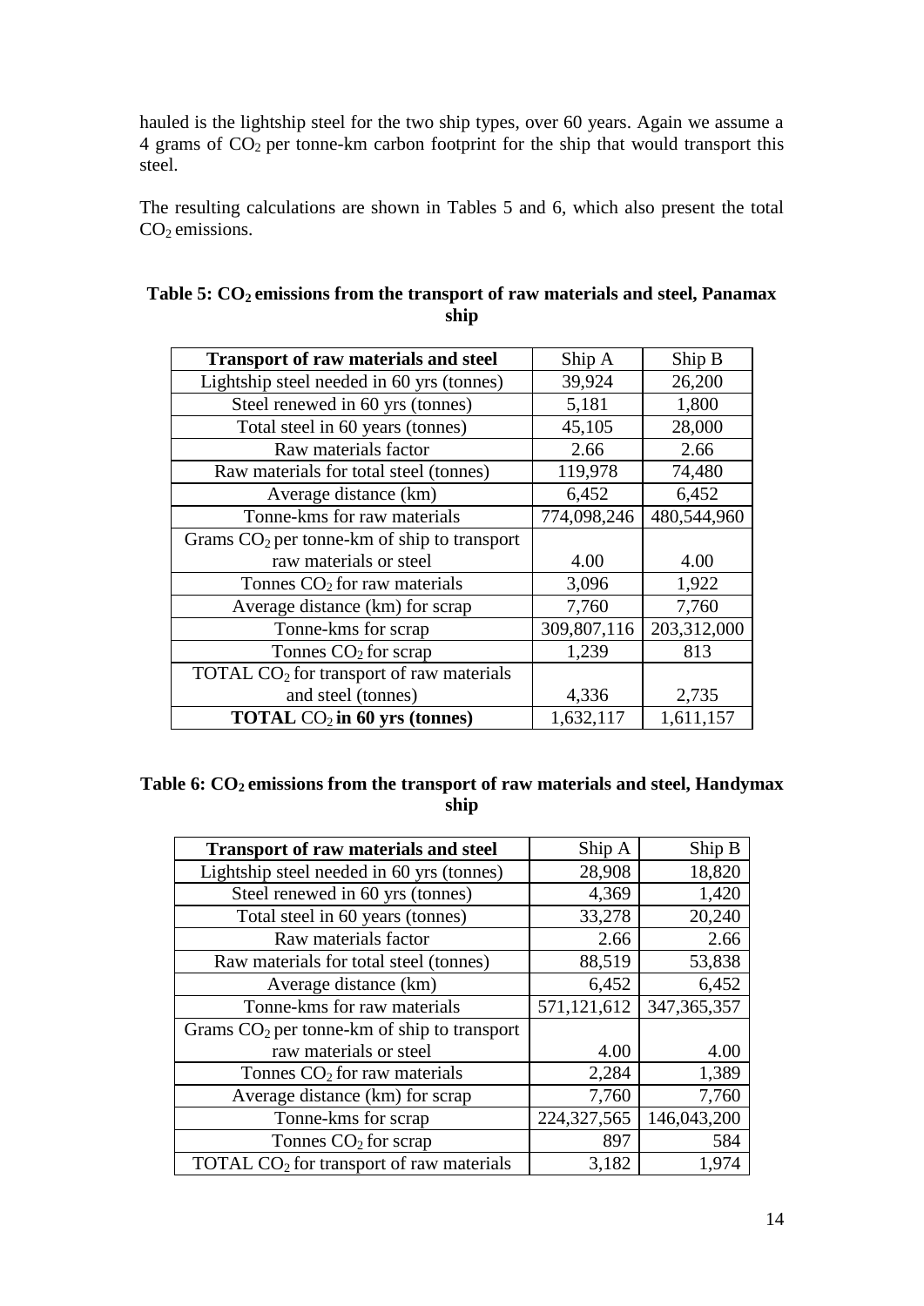hauled is the lightship steel for the two ship types, over 60 years. Again we assume a 4 grams of $CO_2$ per tonne-km carbon footprint for the ship that would transport this steel.

The resulting calculations are shown in Tables 5 and 6, which also present the total $CO_2$ emissions.

**Table 5: $CO_2$ emissions from the transport of raw materials and steel, Panamax ship**

| Transport of raw materials and steel | Ship A | Ship B |
|---|---|---|
| Lightship steel needed in 60 yrs (tonnes) | 39,924 | 26,200 |
| Steel renewed in 60 yrs (tonnes) | 5,181 | 1,800 |
| Total steel in 60 years (tonnes) | 45,105 | 28,000 |
| Raw materials factor | 2.66 | 2.66 |
| Raw materials for total steel (tonnes) | 119,978 | 74,480 |
| Average distance (km) | 6,452 | 6,452 |
| Tonne-kms for raw materials | 774,098,246 | 480,544,960 |
| Grams $CO_2$ per tonne-km of ship to transport raw materials or steel | 4.00 | 4.00 |
| Tonnes $CO_2$ for raw materials | 3,096 | 1,922 |
| Average distance (km) for scrap | 7,760 | 7,760 |
| Tonne-kms for scrap | 309,807,116 | 203,312,000 |
| Tonnes $CO_2$ for scrap | 1,239 | 813 |
| TOTAL $CO_2$ for transport of raw materials and steel (tonnes) | 4,336 | 2,735 |
| **TOTAL $CO_2$ in 60 yrs (tonnes)** | 1,632,117 | 1,611,157 |

**Table 6: $CO_2$ emissions from the transport of raw materials and steel, Handymax ship**

| Transport of raw materials and steel | Ship A | Ship B |
|---|---|---|
| Lightship steel needed in 60 yrs (tonnes) | 28,908 | 18,820 |
| Steel renewed in 60 yrs (tonnes) | 4,369 | 1,420 |
| Total steel in 60 years (tonnes) | 33,278 | 20,240 |
| Raw materials factor | 2.66 | 2.66 |
| Raw materials for total steel (tonnes) | 88,519 | 53,838 |
| Average distance (km) | 6,452 | 6,452 |
| Tonne-kms for raw materials | 571,121,612 | 347,365,357 |
| Grams $CO_2$ per tonne-km of ship to transport raw materials or steel | 4.00 | 4.00 |
| Tonnes $CO_2$ for raw materials | 2,284 | 1,389 |
| Average distance (km) for scrap | 7,760 | 7,760 |
| Tonne-kms for scrap | 224,327,565 | 146,043,200 |
| Tonnes $CO_2$ for scrap | 897 | 584 |
| TOTAL $CO_2$ for transport of raw materials | 3,182 | 1,974 |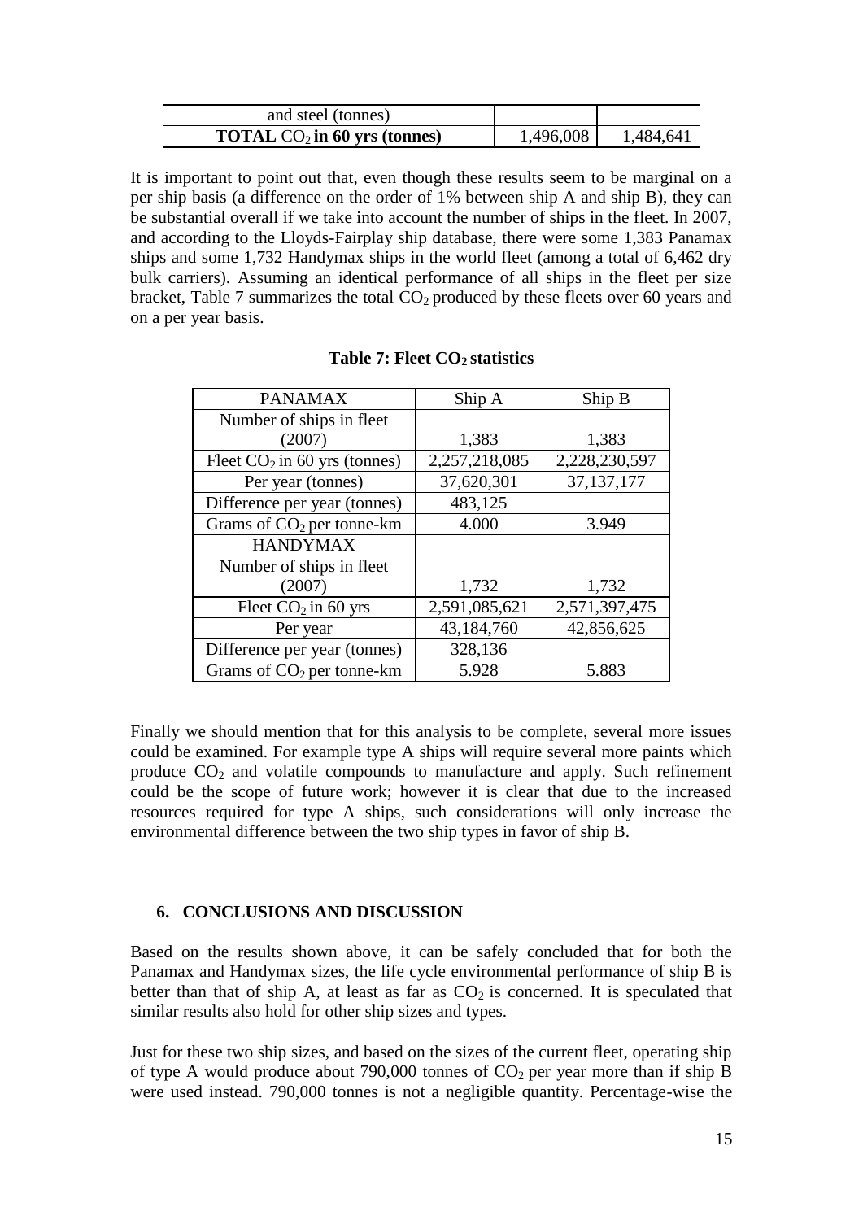| and steel (tonnes) | | |
|---|---|---|
| **TOTAL $CO_2$ in 60 yrs (tonnes)** | 1,496,008 | 1,484,641 |

It is important to point out that, even though these results seem to be marginal on a per ship basis (a difference on the order of 1% between ship A and ship B), they can be substantial overall if we take into account the number of ships in the fleet. In 2007, and according to the Lloyds-Fairplay ship database, there were some 1,383 Panamax ships and some 1,732 Handymax ships in the world fleet (among a total of 6,462 dry bulk carriers). Assuming an identical performance of all ships in the fleet per size bracket, Table 7 summarizes the total $CO_2$ produced by these fleets over 60 years and on a per year basis.

**Table 7: Fleet $CO_2$ statistics**

| PANAMAX | Ship A | Ship B |
|---|---|---|
| Number of ships in fleet (2007) | 1,383 | 1,383 |
| Fleet $CO_2$ in 60 yrs (tonnes) | 2,257,218,085 | 2,228,230,597 |
| Per year (tonnes) | 37,620,301 | 37,137,177 |
| Difference per year (tonnes) | 483,125 | |
| Grams of $CO_2$ per tonne-km | 4.000 | 3.949 |
| HANDYMAX | | |
| Number of ships in fleet (2007) | 1,732 | 1,732 |
| Fleet $CO_2$ in 60 yrs | 2,591,085,621 | 2,571,397,475 |
| Per year | 43,184,760 | 42,856,625 |
| Difference per year (tonnes) | 328,136 | |
| Grams of $CO_2$ per tonne-km | 5.928 | 5.883 |

Finally we should mention that for this analysis to be complete, several more issues could be examined. For example type A ships will require several more paints which produce $CO_2$ and volatile compounds to manufacture and apply. Such refinement could be the scope of future work; however it is clear that due to the increased resources required for type A ships, such considerations will only increase the environmental difference between the two ship types in favor of ship B.

## 6. CONCLUSIONS AND DISCUSSION

Based on the results shown above, it can be safely concluded that for both the Panamax and Handymax sizes, the life cycle environmental performance of ship B is better than that of ship A, at least as far as $CO_2$ is concerned. It is speculated that similar results also hold for other ship sizes and types.

Just for these two ship sizes, and based on the sizes of the current fleet, operating ship of type A would produce about 790,000 tonnes of $CO_2$ per year more than if ship B were used instead. 790,000 tonnes is not a negligible quantity. Percentage-wise the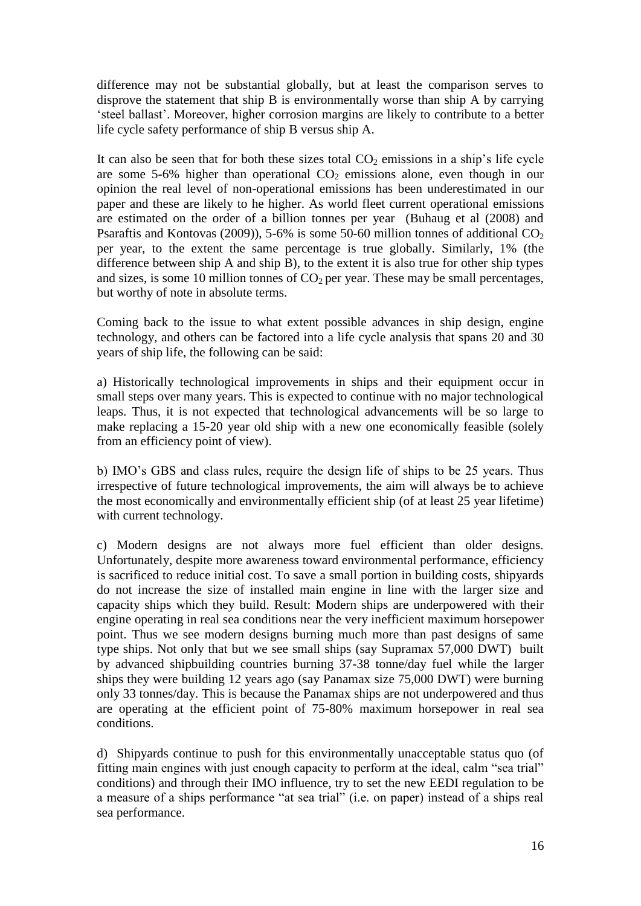difference may not be substantial globally, but at least the comparison serves to disprove the statement that ship B is environmentally worse than ship A by carrying 'steel ballast'. Moreover, higher corrosion margins are likely to contribute to a better life cycle safety performance of ship B versus ship A.

It can also be seen that for both these sizes total $CO_2$ emissions in a ship's life cycle are some 5-6% higher than operational $CO_2$ emissions alone, even though in our opinion the real level of non-operational emissions has been underestimated in our paper and these are likely to he higher. As world fleet current operational emissions are estimated on the order of a billion tonnes per year (Buhaug et al (2008) and Psaraftis and Kontovas (2009)), 5-6% is some 50-60 million tonnes of additional $CO_2$ per year, to the extent the same percentage is true globally. Similarly, 1% (the difference between ship A and ship B), to the extent it is also true for other ship types and sizes, is some 10 million tonnes of $CO_2$ per year. These may be small percentages, but worthy of note in absolute terms.

Coming back to the issue to what extent possible advances in ship design, engine technology, and others can be factored into a life cycle analysis that spans 20 and 30 years of ship life, the following can be said:

a) Historically technological improvements in ships and their equipment occur in small steps over many years. This is expected to continue with no major technological leaps. Thus, it is not expected that technological advancements will be so large to make replacing a 15-20 year old ship with a new one economically feasible (solely from an efficiency point of view).

b) IMO's GBS and class rules, require the design life of ships to be 25 years. Thus irrespective of future technological improvements, the aim will always be to achieve the most economically and environmentally efficient ship (of at least 25 year lifetime) with current technology.

c) Modern designs are not always more fuel efficient than older designs. Unfortunately, despite more awareness toward environmental performance, efficiency is sacrificed to reduce initial cost. To save a small portion in building costs, shipyards do not increase the size of installed main engine in line with the larger size and capacity ships which they build. Result: Modern ships are underpowered with their engine operating in real sea conditions near the very inefficient maximum horsepower point. Thus we see modern designs burning much more than past designs of same type ships. Not only that but we see small ships (say Supramax 57,000 DWT) built by advanced shipbuilding countries burning 37-38 tonne/day fuel while the larger ships they were building 12 years ago (say Panamax size 75,000 DWT) were burning only 33 tonnes/day. This is because the Panamax ships are not underpowered and thus are operating at the efficient point of 75-80% maximum horsepower in real sea conditions.

d) Shipyards continue to push for this environmentally unacceptable status quo (of fitting main engines with just enough capacity to perform at the ideal, calm "sea trial" conditions) and through their IMO influence, try to set the new EEDI regulation to be a measure of a ships performance "at sea trial" (i.e. on paper) instead of a ships real sea performance.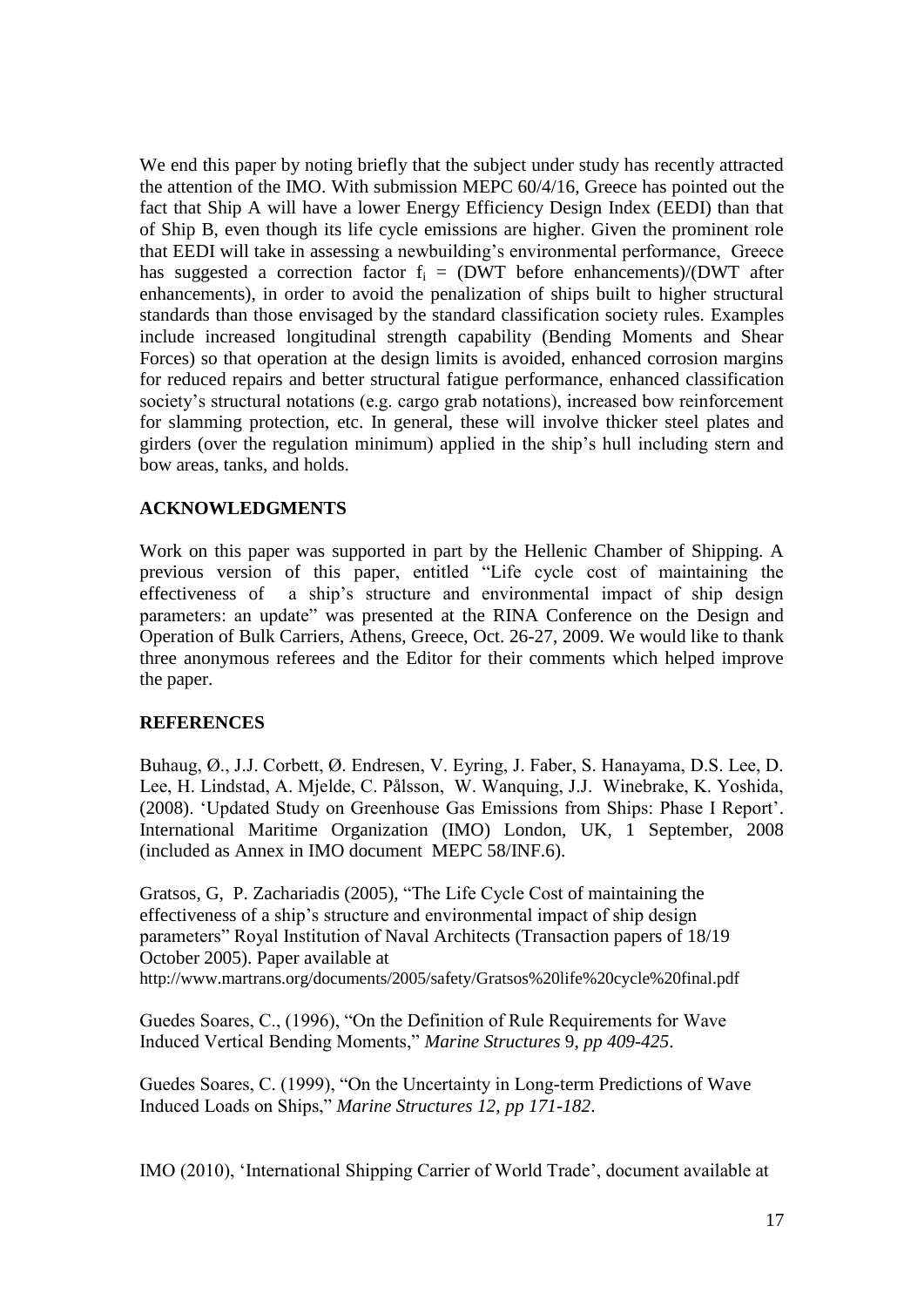We end this paper by noting briefly that the subject under study has recently attracted the attention of the IMO. With submission MEPC 60/4/16, Greece has pointed out the fact that Ship A will have a lower Energy Efficiency Design Index (EEDI) than that of Ship B, even though its life cycle emissions are higher. Given the prominent role that EEDI will take in assessing a newbuilding's environmental performance, Greece has suggested a correction factor $f_i$ = (DWT before enhancements)/(DWT after enhancements), in order to avoid the penalization of ships built to higher structural standards than those envisaged by the standard classification society rules. Examples include increased longitudinal strength capability (Bending Moments and Shear Forces) so that operation at the design limits is avoided, enhanced corrosion margins for reduced repairs and better structural fatigue performance, enhanced classification society's structural notations (e.g. cargo grab notations), increased bow reinforcement for slamming protection, etc. In general, these will involve thicker steel plates and girders (over the regulation minimum) applied in the ship's hull including stern and bow areas, tanks, and holds.

## ACKNOWLEDGMENTS

Work on this paper was supported in part by the Hellenic Chamber of Shipping. A previous version of this paper, entitled "Life cycle cost of maintaining the effectiveness of a ship's structure and environmental impact of ship design parameters: an update" was presented at the RINA Conference on the Design and Operation of Bulk Carriers, Athens, Greece, Oct. 26-27, 2009. We would like to thank three anonymous referees and the Editor for their comments which helped improve the paper.

## REFERENCES

Buhaug, Ø., J.J. Corbett, Ø. Endresen, V. Eyring, J. Faber, S. Hanayama, D.S. Lee, D. Lee, H. Lindstad, A. Mjelde, C. Pålsson, W. Wanquing, J.J. Winebrake, K. Yoshida, (2008). 'Updated Study on Greenhouse Gas Emissions from Ships: Phase I Report'. International Maritime Organization (IMO) London, UK, 1 September, 2008 (included as Annex in IMO document MEPC 58/INF.6).

Gratsos, G, P. Zachariadis (2005), "The Life Cycle Cost of maintaining the effectiveness of a ship's structure and environmental impact of ship design parameters" Royal Institution of Naval Architects (Transaction papers of 18/19 October 2005). Paper available at http://www.martrans.org/documents/2005/safety/Gratsos%20life%20cycle%20final.pdf

Guedes Soares, C., (1996), "On the Definition of Rule Requirements for Wave Induced Vertical Bending Moments," *Marine Structures* 9, *pp 409-425*.

Guedes Soares, C. (1999), "On the Uncertainty in Long-term Predictions of Wave Induced Loads on Ships," *Marine Structures 12, pp 171-182*.

IMO (2010), 'International Shipping Carrier of World Trade', document available at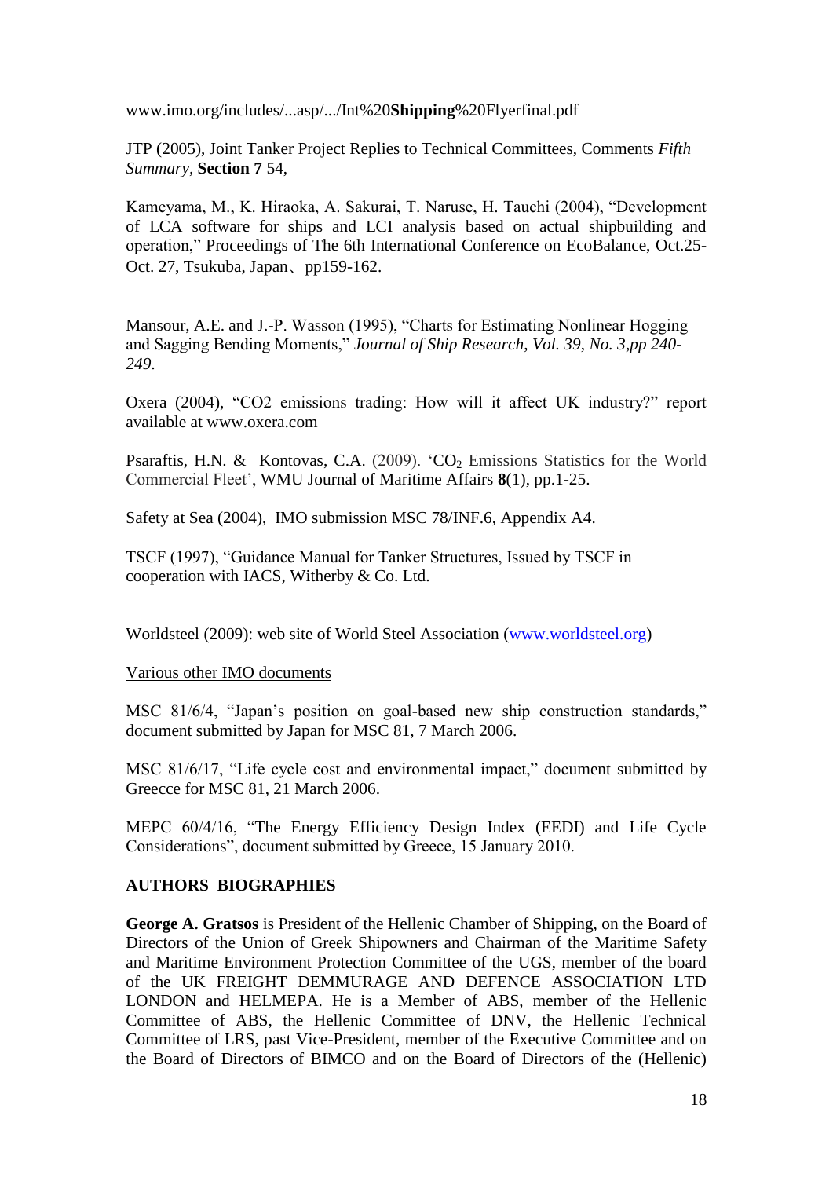www.imo.org/includes/...asp/.../Int%20**Shipping**%20Flyerfinal.pdf

JTP (2005), Joint Tanker Project Replies to Technical Committees, Comments *Fifth Summary*, **Section 7** 54,

Kameyama, M., K. Hiraoka, A. Sakurai, T. Naruse, H. Tauchi (2004), "Development of LCA software for ships and LCI analysis based on actual shipbuilding and operation," Proceedings of The 6th International Conference on EcoBalance, Oct.25-Oct. 27, Tsukuba, Japan、pp159-162.

Mansour, A.E. and J.-P. Wasson (1995), "Charts for Estimating Nonlinear Hogging and Sagging Bending Moments," *Journal of Ship Research, Vol. 39, No. 3,pp 240-249*.

Oxera (2004), "CO2 emissions trading: How will it affect UK industry?" report available at www.oxera.com

Psaraftis, H.N. & Kontovas, C.A. (2009). '$CO_2$ Emissions Statistics for the World Commercial Fleet', WMU Journal of Maritime Affairs **8**(1), pp.1-25.

Safety at Sea (2004), IMO submission MSC 78/INF.6, Appendix A4.

TSCF (1997), "Guidance Manual for Tanker Structures, Issued by TSCF in cooperation with IACS, Witherby & Co. Ltd.

Worldsteel (2009): web site of World Steel Association (www.worldsteel.org)

Various other IMO documents

MSC 81/6/4, "Japan's position on goal-based new ship construction standards," document submitted by Japan for MSC 81, 7 March 2006.

MSC 81/6/17, "Life cycle cost and environmental impact," document submitted by Greecce for MSC 81, 21 March 2006.

MEPC 60/4/16, "The Energy Efficiency Design Index (EEDI) and Life Cycle Considerations", document submitted by Greece, 15 January 2010.

## AUTHORS BIOGRAPHIES

**George A. Gratsos** is President of the Hellenic Chamber of Shipping, on the Board of Directors of the Union of Greek Shipowners and Chairman of the Maritime Safety and Maritime Environment Protection Committee of the UGS, member of the board of the UK FREIGHT DEMMURAGE AND DEFENCE ASSOCIATION LTD LONDON and HELMEPA. He is a Member of ABS, member of the Hellenic Committee of ABS, the Hellenic Committee of DNV, the Hellenic Technical Committee of LRS, past Vice-President, member of the Executive Committee and on the Board of Directors of BIMCO and on the Board of Directors of the (Hellenic)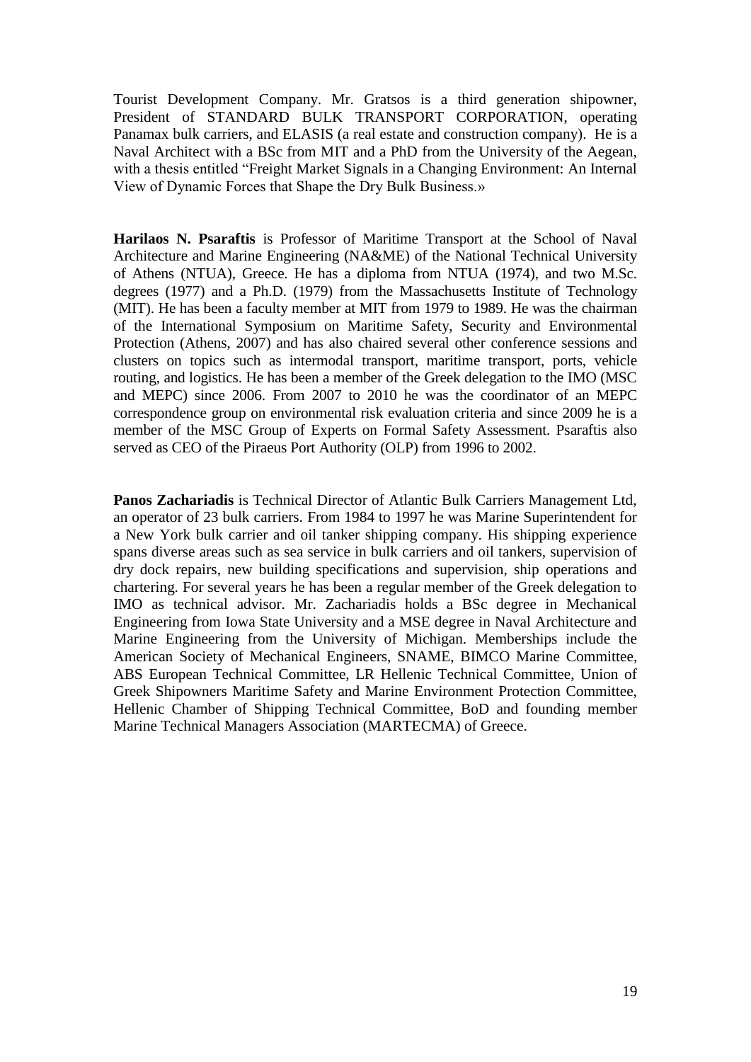Tourist Development Company. Mr. Gratsos is a third generation shipowner, President of STANDARD BULK TRANSPORT CORPORATION, operating Panamax bulk carriers, and ELASIS (a real estate and construction company). He is a Naval Architect with a BSc from MIT and a PhD from the University of the Aegean, with a thesis entitled "Freight Market Signals in a Changing Environment: An Internal View of Dynamic Forces that Shape the Dry Bulk Business.»

**Harilaos N. Psaraftis** is Professor of Maritime Transport at the School of Naval Architecture and Marine Engineering (NA&ME) of the National Technical University of Athens (NTUA), Greece. He has a diploma from NTUA (1974), and two M.Sc. degrees (1977) and a Ph.D. (1979) from the Massachusetts Institute of Technology (MIT). He has been a faculty member at MIT from 1979 to 1989. He was the chairman of the International Symposium on Maritime Safety, Security and Environmental Protection (Athens, 2007) and has also chaired several other conference sessions and clusters on topics such as intermodal transport, maritime transport, ports, vehicle routing, and logistics. He has been a member of the Greek delegation to the IMO (MSC and MEPC) since 2006. From 2007 to 2010 he was the coordinator of an MEPC correspondence group on environmental risk evaluation criteria and since 2009 he is a member of the MSC Group of Experts on Formal Safety Assessment. Psaraftis also served as CEO of the Piraeus Port Authority (OLP) from 1996 to 2002.

**Panos Zachariadis** is Technical Director of Atlantic Bulk Carriers Management Ltd, an operator of 23 bulk carriers. From 1984 to 1997 he was Marine Superintendent for a New York bulk carrier and oil tanker shipping company. His shipping experience spans diverse areas such as sea service in bulk carriers and oil tankers, supervision of dry dock repairs, new building specifications and supervision, ship operations and chartering. For several years he has been a regular member of the Greek delegation to IMO as technical advisor. Mr. Zachariadis holds a BSc degree in Mechanical Engineering from Iowa State University and a MSE degree in Naval Architecture and Marine Engineering from the University of Michigan. Memberships include the American Society of Mechanical Engineers, SNAME, BIMCO Marine Committee, ABS European Technical Committee, LR Hellenic Technical Committee, Union of Greek Shipowners Maritime Safety and Marine Environment Protection Committee, Hellenic Chamber of Shipping Technical Committee, BoD and founding member Marine Technical Managers Association (MARTECMA) of Greece.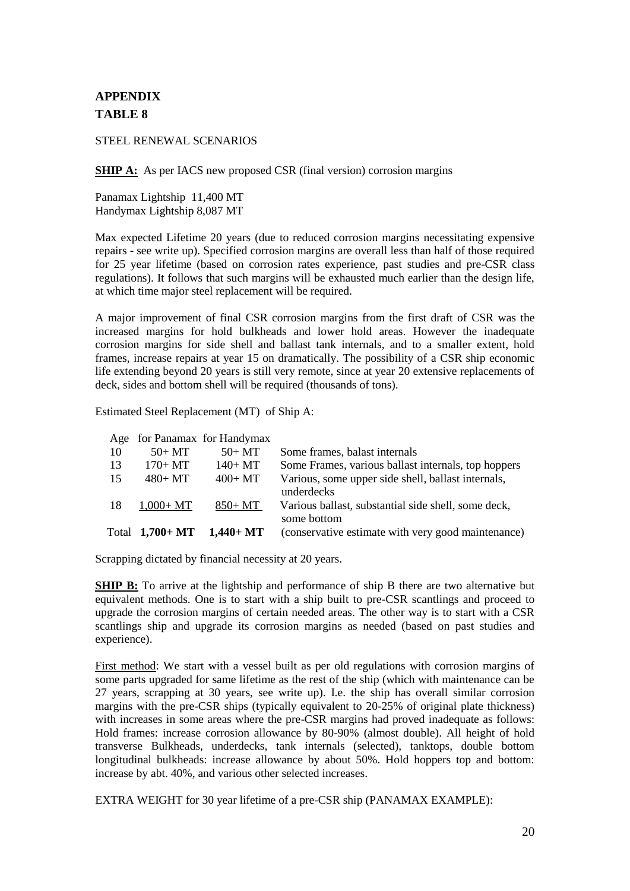# APPENDIX

## TABLE 8

STEEL RENEWAL SCENARIOS

**SHIP A:** As per IACS new proposed CSR (final version) corrosion margins

Panamax Lightship 11,400 MT
Handymax Lightship 8,087 MT

Max expected Lifetime 20 years (due to reduced corrosion margins necessitating expensive repairs - see write up). Specified corrosion margins are overall less than half of those required for 25 year lifetime (based on corrosion rates experience, past studies and pre-CSR class regulations). It follows that such margins will be exhausted much earlier than the design life, at which time major steel replacement will be required.

A major improvement of final CSR corrosion margins from the first draft of CSR was the increased margins for hold bulkheads and lower hold areas. However the inadequate corrosion margins for side shell and ballast tank internals, and to a smaller extent, hold frames, increase repairs at year 15 on dramatically. The possibility of a CSR ship economic life extending beyond 20 years is still very remote, since at year 20 extensive replacements of deck, sides and bottom shell will be required (thousands of tons).

Estimated Steel Replacement (MT) of Ship A:

| Age | for Panamax | for Handymax | |
|---|---|---|---|
| 10 | 50+ MT | 50+ MT | Some frames, balast internals |
| 13 | 170+ MT | 140+ MT | Some Frames, various ballast internals, top hoppers |
| 15 | 480+ MT | 400+ MT | Various, some upper side shell, ballast internals, underdecks |
| 18 | 1,000+ MT | 850+ MT | Various ballast, substantial side shell, some deck, some bottom |
| Total | **1,700+ MT** | **1,440+ MT** | (conservative estimate with very good maintenance) |

Scrapping dictated by financial necessity at 20 years.

**SHIP B:** To arrive at the lightship and performance of ship B there are two alternative but equivalent methods. One is to start with a ship built to pre-CSR scantlings and proceed to upgrade the corrosion margins of certain needed areas. The other way is to start with a CSR scantlings ship and upgrade its corrosion margins as needed (based on past studies and experience).

First method: We start with a vessel built as per old regulations with corrosion margins of some parts upgraded for same lifetime as the rest of the ship (which with maintenance can be 27 years, scrapping at 30 years, see write up). I.e. the ship has overall similar corrosion margins with the pre-CSR ships (typically equivalent to 20-25% of original plate thickness) with increases in some areas where the pre-CSR margins had proved inadequate as follows: Hold frames: increase corrosion allowance by 80-90% (almost double). All height of hold transverse Bulkheads, underdecks, tank internals (selected), tanktops, double bottom longitudinal bulkheads: increase allowance by about 50%. Hold hoppers top and bottom: increase by abt. 40%, and various other selected increases.

EXTRA WEIGHT for 30 year lifetime of a pre-CSR ship (PANAMAX EXAMPLE):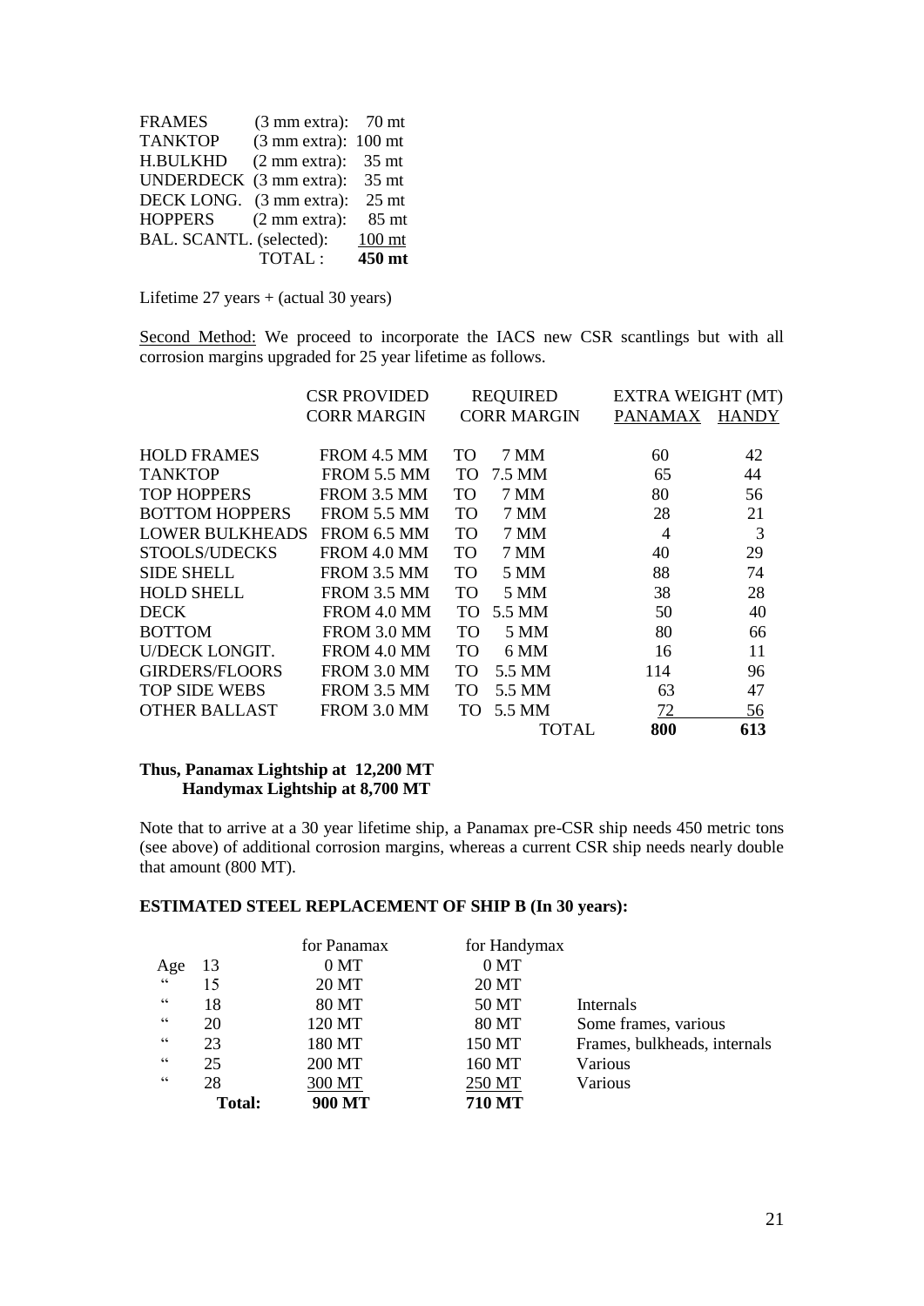| | | |
|---|---|---|
| FRAMES | (3 mm extra): | 70 mt |
| TANKTOP | (3 mm extra): | 100 mt |
| H.BULKHD | (2 mm extra): | 35 mt |
| UNDERDECK | (3 mm extra): | 35 mt |
| DECK LONG. | (3 mm extra): | 25 mt |
| HOPPERS | (2 mm extra): | 85 mt |
| BAL. SCANTL. (selected): | | 100 mt |
| | TOTAL : | **450 mt** |

Lifetime 27 years + (actual 30 years)

Second Method: We proceed to incorporate the IACS new CSR scantlings but with all corrosion margins upgraded for 25 year lifetime as follows.

| | CSR PROVIDED CORR MARGIN | REQUIRED CORR MARGIN | EXTRA WEIGHT (MT) PANAMAX | HANDY |
|---|---|---|---|---|
| HOLD FRAMES | FROM 4.5 MM | TO 7 MM | 60 | 42 |
| TANKTOP | FROM 5.5 MM | TO 7.5 MM | 65 | 44 |
| TOP HOPPERS | FROM 3.5 MM | TO 7 MM | 80 | 56 |
| BOTTOM HOPPERS | FROM 5.5 MM | TO 7 MM | 28 | 21 |
| LOWER BULKHEADS | FROM 6.5 MM | TO 7 MM | 4 | 3 |
| STOOLS/UDECKS | FROM 4.0 MM | TO 7 MM | 40 | 29 |
| SIDE SHELL | FROM 3.5 MM | TO 5 MM | 88 | 74 |
| HOLD SHELL | FROM 3.5 MM | TO 5 MM | 38 | 28 |
| DECK | FROM 4.0 MM | TO 5.5 MM | 50 | 40 |
| BOTTOM | FROM 3.0 MM | TO 5 MM | 80 | 66 |
| U/DECK LONGIT. | FROM 4.0 MM | TO 6 MM | 16 | 11 |
| GIRDERS/FLOORS | FROM 3.0 MM | TO 5.5 MM | 114 | 96 |
| TOP SIDE WEBS | FROM 3.5 MM | TO 5.5 MM | 63 | 47 |
| OTHER BALLAST | FROM 3.0 MM | TO 5.5 MM | 72 | 56 |
| | | TOTAL | **800** | **613** |

**Thus, Panamax Lightship at 12,200 MT**
**Handymax Lightship at 8,700 MT**

Note that to arrive at a 30 year lifetime ship, a Panamax pre-CSR ship needs 450 metric tons (see above) of additional corrosion margins, whereas a current CSR ship needs nearly double that amount (800 MT).

**ESTIMATED STEEL REPLACEMENT OF SHIP B (In 30 years):**

| | | for Panamax | for Handymax | |
|---|---|---|---|---|
| Age | 13 | 0 MT | 0 MT | |
| " | 15 | 20 MT | 20 MT | |
| " | 18 | 80 MT | 50 MT | Internals |
| " | 20 | 120 MT | 80 MT | Some frames, various |
| " | 23 | 180 MT | 150 MT | Frames, bulkheads, internals |
| " | 25 | 200 MT | 160 MT | Various |
| " | 28 | 300 MT | 250 MT | Various |
| | **Total:** | **900 MT** | **710 MT** | |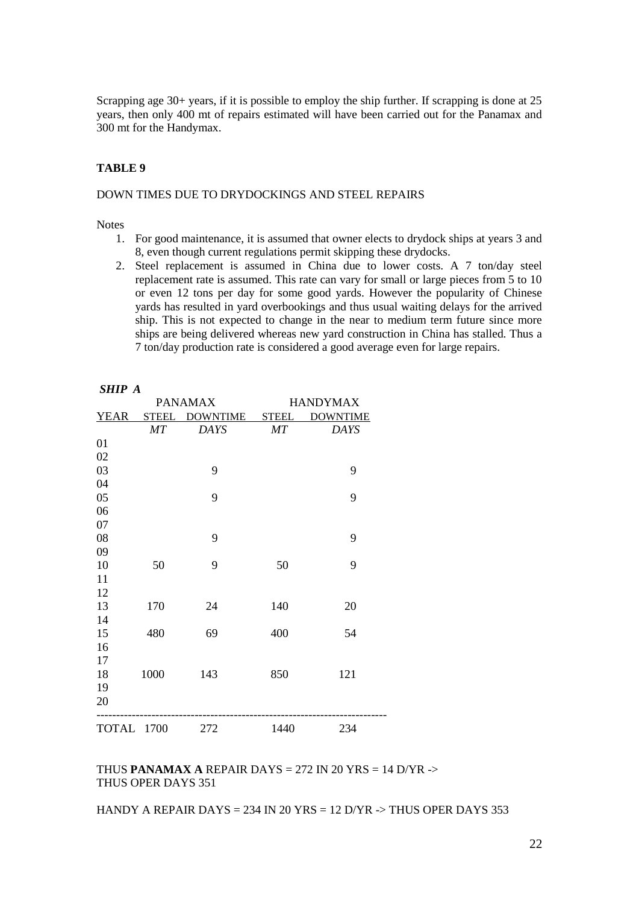Scrapping age 30+ years, if it is possible to employ the ship further. If scrapping is done at 25 years, then only 400 mt of repairs estimated will have been carried out for the Panamax and 300 mt for the Handymax.

**TABLE 9**

DOWN TIMES DUE TO DRYDOCKINGS AND STEEL REPAIRS

Notes

1. For good maintenance, it is assumed that owner elects to drydock ships at years 3 and 8, even though current regulations permit skipping these drydocks.
2. Steel replacement is assumed in China due to lower costs. A 7 ton/day steel replacement rate is assumed. This rate can vary for small or large pieces from 5 to 10 or even 12 tons per day for some good yards. However the popularity of Chinese yards has resulted in yard overbookings and thus usual waiting delays for the arrived ship. This is not expected to change in the near to medium term future since more ships are being delivered whereas new yard construction in China has stalled. Thus a 7 ton/day production rate is considered a good average even for large repairs.

***SHIP A***

| | PANAMAX | | HANDYMAX | |
|---|---|---|---|---|
| YEAR | STEEL | DOWNTIME | STEEL | DOWNTIME |
| | *MT* | *DAYS* | *MT* | *DAYS* |
| 01 | | | | |
| 02 | | | | |
| 03 | | 9 | | 9 |
| 04 | | | | |
| 05 | | 9 | | 9 |
| 06 | | | | |
| 07 | | | | |
| 08 | | 9 | | 9 |
| 09 | | | | |
| 10 | 50 | 9 | 50 | 9 |
| 11 | | | | |
| 12 | | | | |
| 13 | 170 | 24 | 140 | 20 |
| 14 | | | | |
| 15 | 480 | 69 | 400 | 54 |
| 16 | | | | |
| 17 | | | | |
| 18 | 1000 | 143 | 850 | 121 |
| 19 | | | | |
| 20 | | | | |
| TOTAL | 1700 | 272 | 1440 | 234 |

THUS **PANAMAX A** REPAIR DAYS = 272 IN 20 YRS = 14 D/YR ->
THUS OPER DAYS 351

HANDY A REPAIR DAYS = 234 IN 20 YRS = 12 D/YR -> THUS OPER DAYS 353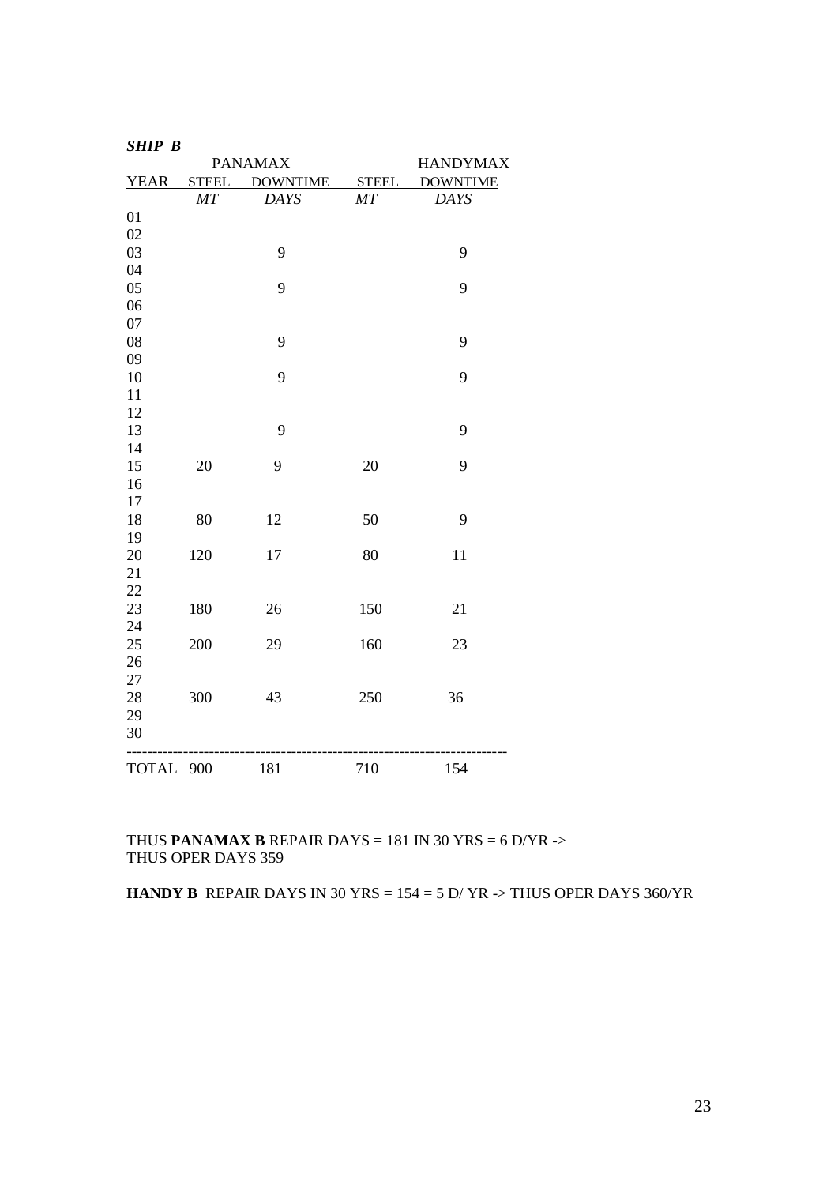***SHIP B***

| YEAR | PANAMAX | | HANDYMAX | |
|---|---|---|---|---|
| | STEEL | DOWNTIME | STEEL | DOWNTIME |
| | *MT* | *DAYS* | *MT* | *DAYS* |
| 01 | | | | |
| 02 | | | | |
| 03 | | 9 | | 9 |
| 04 | | | | |
| 05 | | 9 | | 9 |
| 06 | | | | |
| 07 | | | | |
| 08 | | 9 | | 9 |
| 09 | | | | |
| 10 | | 9 | | 9 |
| 11 | | | | |
| 12 | | | | |
| 13 | | 9 | | 9 |
| 14 | | | | |
| 15 | 20 | 9 | 20 | 9 |
| 16 | | | | |
| 17 | | | | |
| 18 | 80 | 12 | 50 | 9 |
| 19 | | | | |
| 20 | 120 | 17 | 80 | 11 |
| 21 | | | | |
| 22 | | | | |
| 23 | 180 | 26 | 150 | 21 |
| 24 | | | | |
| 25 | 200 | 29 | 160 | 23 |
| 26 | | | | |
| 27 | | | | |
| 28 | 300 | 43 | 250 | 36 |
| 29 | | | | |
| 30 | | | | |
| TOTAL | 900 | 181 | 710 | 154 |

THUS **PANAMAX B** REPAIR DAYS = 181 IN 30 YRS = 6 D/YR ->
THUS OPER DAYS 359

**HANDY B** REPAIR DAYS IN 30 YRS = 154 = 5 D/ YR -> THUS OPER DAYS 360/YR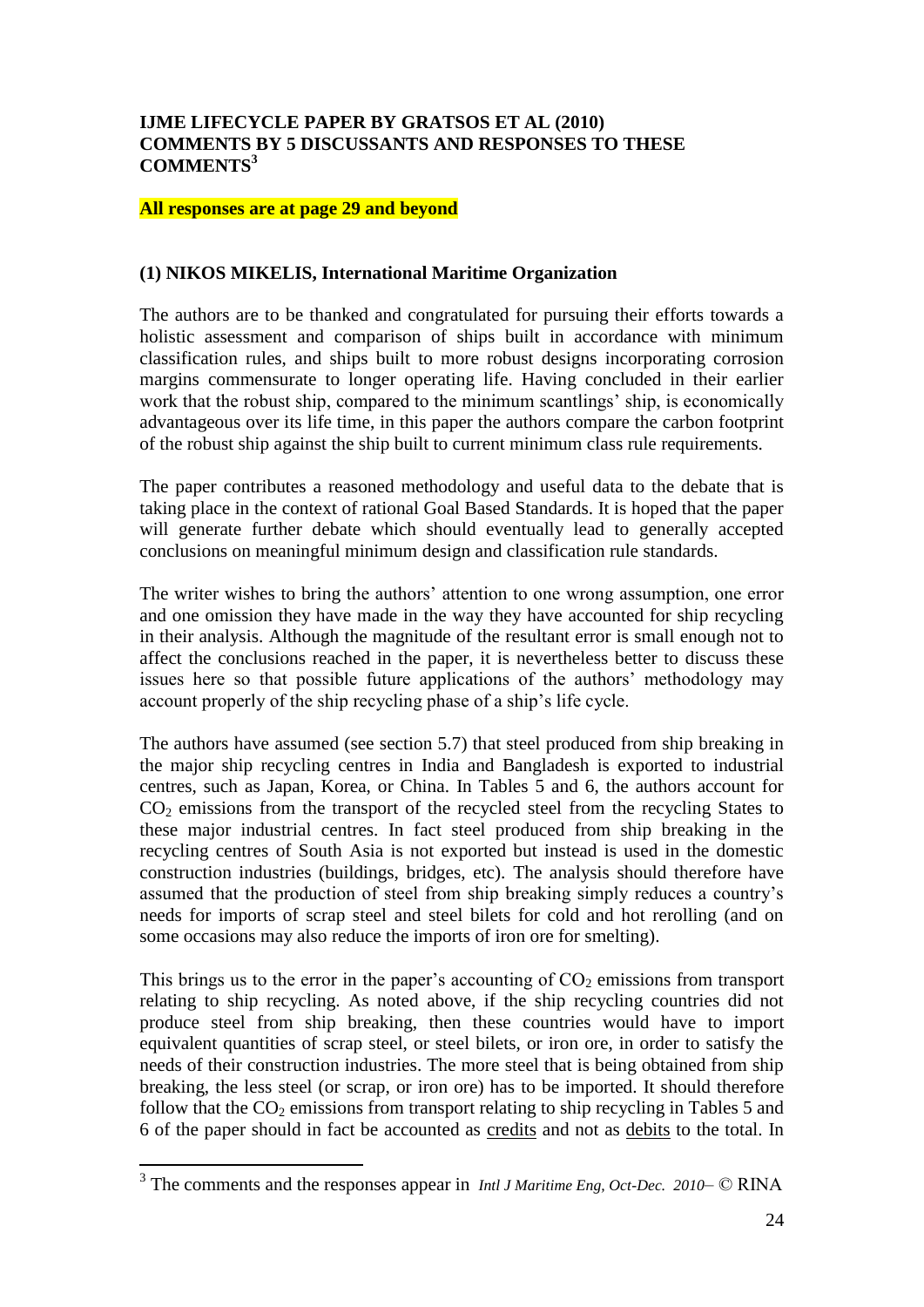**IJME LIFECYCLE PAPER BY GRATSOS ET AL (2010)**
**COMMENTS BY 5 DISCUSSANTS AND RESPONSES TO THESE COMMENTS[3]**

**All responses are at page 29 and beyond**

**(1) NIKOS MIKELIS, International Maritime Organization**

The authors are to be thanked and congratulated for pursuing their efforts towards a holistic assessment and comparison of ships built in accordance with minimum classification rules, and ships built to more robust designs incorporating corrosion margins commensurate to longer operating life. Having concluded in their earlier work that the robust ship, compared to the minimum scantlings' ship, is economically advantageous over its life time, in this paper the authors compare the carbon footprint of the robust ship against the ship built to current minimum class rule requirements.

The paper contributes a reasoned methodology and useful data to the debate that is taking place in the context of rational Goal Based Standards. It is hoped that the paper will generate further debate which should eventually lead to generally accepted conclusions on meaningful minimum design and classification rule standards.

The writer wishes to bring the authors' attention to one wrong assumption, one error and one omission they have made in the way they have accounted for ship recycling in their analysis. Although the magnitude of the resultant error is small enough not to affect the conclusions reached in the paper, it is nevertheless better to discuss these issues here so that possible future applications of the authors' methodology may account properly of the ship recycling phase of a ship's life cycle.

The authors have assumed (see section 5.7) that steel produced from ship breaking in the major ship recycling centres in India and Bangladesh is exported to industrial centres, such as Japan, Korea, or China. In Tables 5 and 6, the authors account for $CO_2$ emissions from the transport of the recycled steel from the recycling States to these major industrial centres. In fact steel produced from ship breaking in the recycling centres of South Asia is not exported but instead is used in the domestic construction industries (buildings, bridges, etc). The analysis should therefore have assumed that the production of steel from ship breaking simply reduces a country's needs for imports of scrap steel and steel bilets for cold and hot rerolling (and on some occasions may also reduce the imports of iron ore for smelting).

This brings us to the error in the paper's accounting of $CO_2$ emissions from transport relating to ship recycling. As noted above, if the ship recycling countries did not produce steel from ship breaking, then these countries would have to import equivalent quantities of scrap steel, or steel bilets, or iron ore, in order to satisfy the needs of their construction industries. The more steel that is being obtained from ship breaking, the less steel (or scrap, or iron ore) has to be imported. It should therefore follow that the $CO_2$ emissions from transport relating to ship recycling in Tables 5 and 6 of the paper should in fact be accounted as <u>credits</u> and not as <u>debits</u> to the total. In

[3] The comments and the responses appear in *Intl J Maritime Eng, Oct-Dec. 2010*– © RINA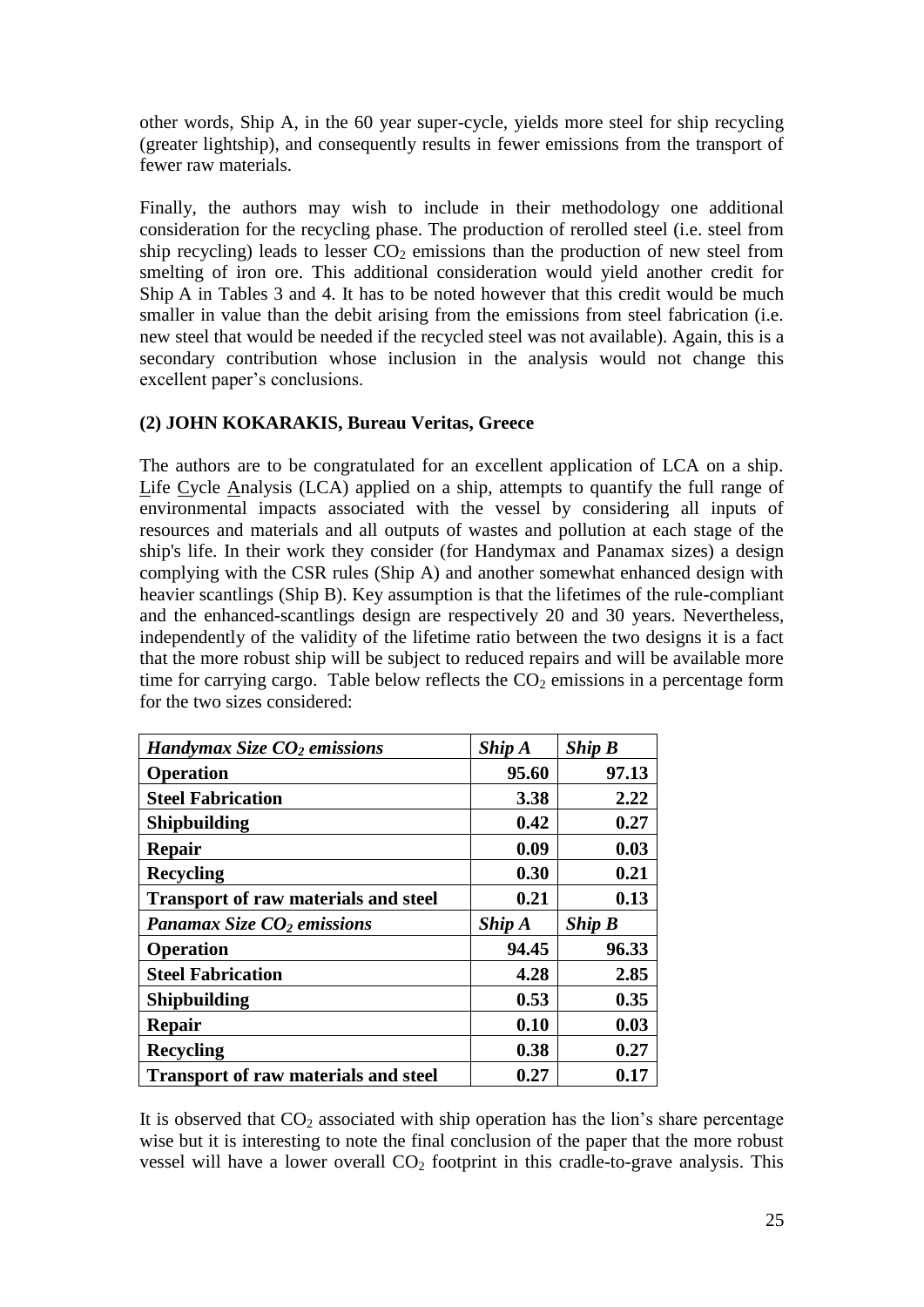other words, Ship A, in the 60 year super-cycle, yields more steel for ship recycling (greater lightship), and consequently results in fewer emissions from the transport of fewer raw materials.

Finally, the authors may wish to include in their methodology one additional consideration for the recycling phase. The production of rerolled steel (i.e. steel from ship recycling) leads to lesser $CO_2$ emissions than the production of new steel from smelting of iron ore. This additional consideration would yield another credit for Ship A in Tables 3 and 4. It has to be noted however that this credit would be much smaller in value than the debit arising from the emissions from steel fabrication (i.e. new steel that would be needed if the recycled steel was not available). Again, this is a secondary contribution whose inclusion in the analysis would not change this excellent paper's conclusions.

### (2) JOHN KOKARAKIS, Bureau Veritas, Greece

The authors are to be congratulated for an excellent application of LCA on a ship. Life Cycle Analysis (LCA) applied on a ship, attempts to quantify the full range of environmental impacts associated with the vessel by considering all inputs of resources and materials and all outputs of wastes and pollution at each stage of the ship's life. In their work they consider (for Handymax and Panamax sizes) a design complying with the CSR rules (Ship A) and another somewhat enhanced design with heavier scantlings (Ship B). Key assumption is that the lifetimes of the rule-compliant and the enhanced-scantlings design are respectively 20 and 30 years. Nevertheless, independently of the validity of the lifetime ratio between the two designs it is a fact that the more robust ship will be subject to reduced repairs and will be available more time for carrying cargo. Table below reflects the $CO_2$ emissions in a percentage form for the two sizes considered:

| ***Handymax Size $CO_2$ emissions*** | ***Ship A*** | ***Ship B*** |
|---|---|---|
| **Operation** | **95.60** | **97.13** |
| **Steel Fabrication** | **3.38** | **2.22** |
| **Shipbuilding** | **0.42** | **0.27** |
| **Repair** | **0.09** | **0.03** |
| **Recycling** | **0.30** | **0.21** |
| **Transport of raw materials and steel** | **0.21** | **0.13** |
| ***Panamax Size $CO_2$ emissions*** | ***Ship A*** | ***Ship B*** |
| **Operation** | **94.45** | **96.33** |
| **Steel Fabrication** | **4.28** | **2.85** |
| **Shipbuilding** | **0.53** | **0.35** |
| **Repair** | **0.10** | **0.03** |
| **Recycling** | **0.38** | **0.27** |
| **Transport of raw materials and steel** | **0.27** | **0.17** |

It is observed that $CO_2$ associated with ship operation has the lion's share percentage wise but it is interesting to note the final conclusion of the paper that the more robust vessel will have a lower overall $CO_2$ footprint in this cradle-to-grave analysis. This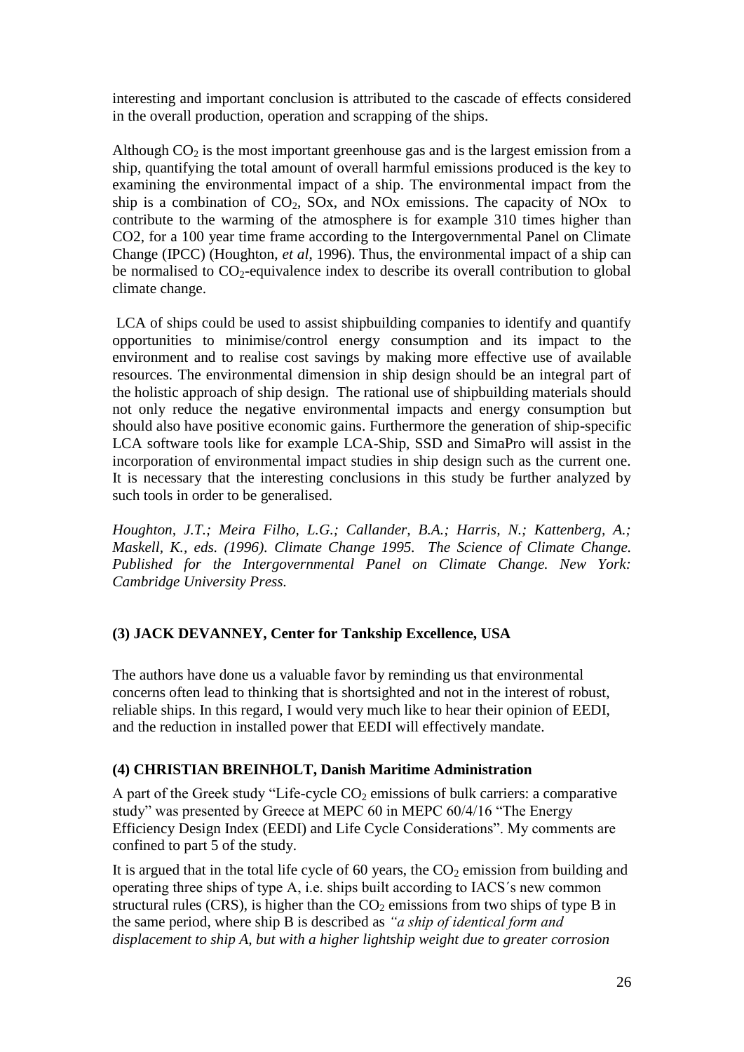interesting and important conclusion is attributed to the cascade of effects considered in the overall production, operation and scrapping of the ships.

Although $CO_2$ is the most important greenhouse gas and is the largest emission from a ship, quantifying the total amount of overall harmful emissions produced is the key to examining the environmental impact of a ship. The environmental impact from the ship is a combination of $CO_2$, SOx, and NOx emissions. The capacity of NOx to contribute to the warming of the atmosphere is for example 310 times higher than CO2, for a 100 year time frame according to the Intergovernmental Panel on Climate Change (IPCC) (Houghton, *et al*, 1996). Thus, the environmental impact of a ship can be normalised to $CO_2$-equivalence index to describe its overall contribution to global climate change.

LCA of ships could be used to assist shipbuilding companies to identify and quantify opportunities to minimise/control energy consumption and its impact to the environment and to realise cost savings by making more effective use of available resources. The environmental dimension in ship design should be an integral part of the holistic approach of ship design. The rational use of shipbuilding materials should not only reduce the negative environmental impacts and energy consumption but should also have positive economic gains. Furthermore the generation of ship-specific LCA software tools like for example LCA-Ship, SSD and SimaPro will assist in the incorporation of environmental impact studies in ship design such as the current one. It is necessary that the interesting conclusions in this study be further analyzed by such tools in order to be generalised.

*Houghton, J.T.; Meira Filho, L.G.; Callander, B.A.; Harris, N.; Kattenberg, A.; Maskell, K., eds. (1996). Climate Change 1995. The Science of Climate Change. Published for the Intergovernmental Panel on Climate Change. New York: Cambridge University Press.*

### (3) JACK DEVANNEY, Center for Tankship Excellence, USA

The authors have done us a valuable favor by reminding us that environmental concerns often lead to thinking that is shortsighted and not in the interest of robust, reliable ships. In this regard, I would very much like to hear their opinion of EEDI, and the reduction in installed power that EEDI will effectively mandate.

### (4) CHRISTIAN BREINHOLT, Danish Maritime Administration

A part of the Greek study "Life-cycle $CO_2$ emissions of bulk carriers: a comparative study" was presented by Greece at MEPC 60 in MEPC 60/4/16 "The Energy Efficiency Design Index (EEDI) and Life Cycle Considerations". My comments are confined to part 5 of the study.

It is argued that in the total life cycle of 60 years, the $CO_2$ emission from building and operating three ships of type A, i.e. ships built according to IACS´s new common structural rules (CRS), is higher than the $CO_2$ emissions from two ships of type B in the same period, where ship B is described as *"a ship of identical form and displacement to ship A, but with a higher lightship weight due to greater corrosion*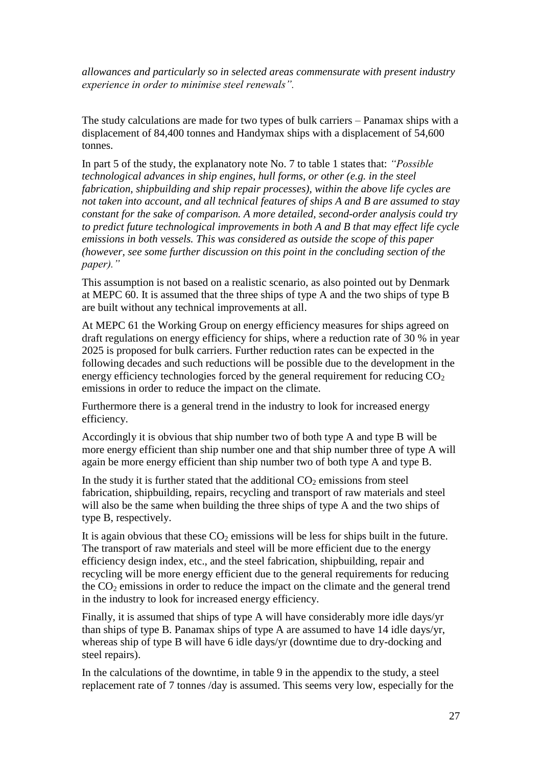*allowances and particularly so in selected areas commensurate with present industry experience in order to minimise steel renewals".*

The study calculations are made for two types of bulk carriers – Panamax ships with a displacement of 84,400 tonnes and Handymax ships with a displacement of 54,600 tonnes.

In part 5 of the study, the explanatory note No. 7 to table 1 states that: *"Possible technological advances in ship engines, hull forms, or other (e.g. in the steel fabrication, shipbuilding and ship repair processes), within the above life cycles are not taken into account, and all technical features of ships A and B are assumed to stay constant for the sake of comparison. A more detailed, second-order analysis could try to predict future technological improvements in both A and B that may effect life cycle emissions in both vessels. This was considered as outside the scope of this paper (however, see some further discussion on this point in the concluding section of the paper)."*

This assumption is not based on a realistic scenario, as also pointed out by Denmark at MEPC 60. It is assumed that the three ships of type A and the two ships of type B are built without any technical improvements at all.

At MEPC 61 the Working Group on energy efficiency measures for ships agreed on draft regulations on energy efficiency for ships, where a reduction rate of 30 % in year 2025 is proposed for bulk carriers. Further reduction rates can be expected in the following decades and such reductions will be possible due to the development in the energy efficiency technologies forced by the general requirement for reducing $CO_2$ emissions in order to reduce the impact on the climate.

Furthermore there is a general trend in the industry to look for increased energy efficiency.

Accordingly it is obvious that ship number two of both type A and type B will be more energy efficient than ship number one and that ship number three of type A will again be more energy efficient than ship number two of both type A and type B.

In the study it is further stated that the additional $CO_2$ emissions from steel fabrication, shipbuilding, repairs, recycling and transport of raw materials and steel will also be the same when building the three ships of type A and the two ships of type B, respectively.

It is again obvious that these $CO_2$ emissions will be less for ships built in the future. The transport of raw materials and steel will be more efficient due to the energy efficiency design index, etc., and the steel fabrication, shipbuilding, repair and recycling will be more energy efficient due to the general requirements for reducing the $CO_2$ emissions in order to reduce the impact on the climate and the general trend in the industry to look for increased energy efficiency.

Finally, it is assumed that ships of type A will have considerably more idle days/yr than ships of type B. Panamax ships of type A are assumed to have 14 idle days/yr, whereas ship of type B will have 6 idle days/yr (downtime due to dry-docking and steel repairs).

In the calculations of the downtime, in table 9 in the appendix to the study, a steel replacement rate of 7 tonnes /day is assumed. This seems very low, especially for the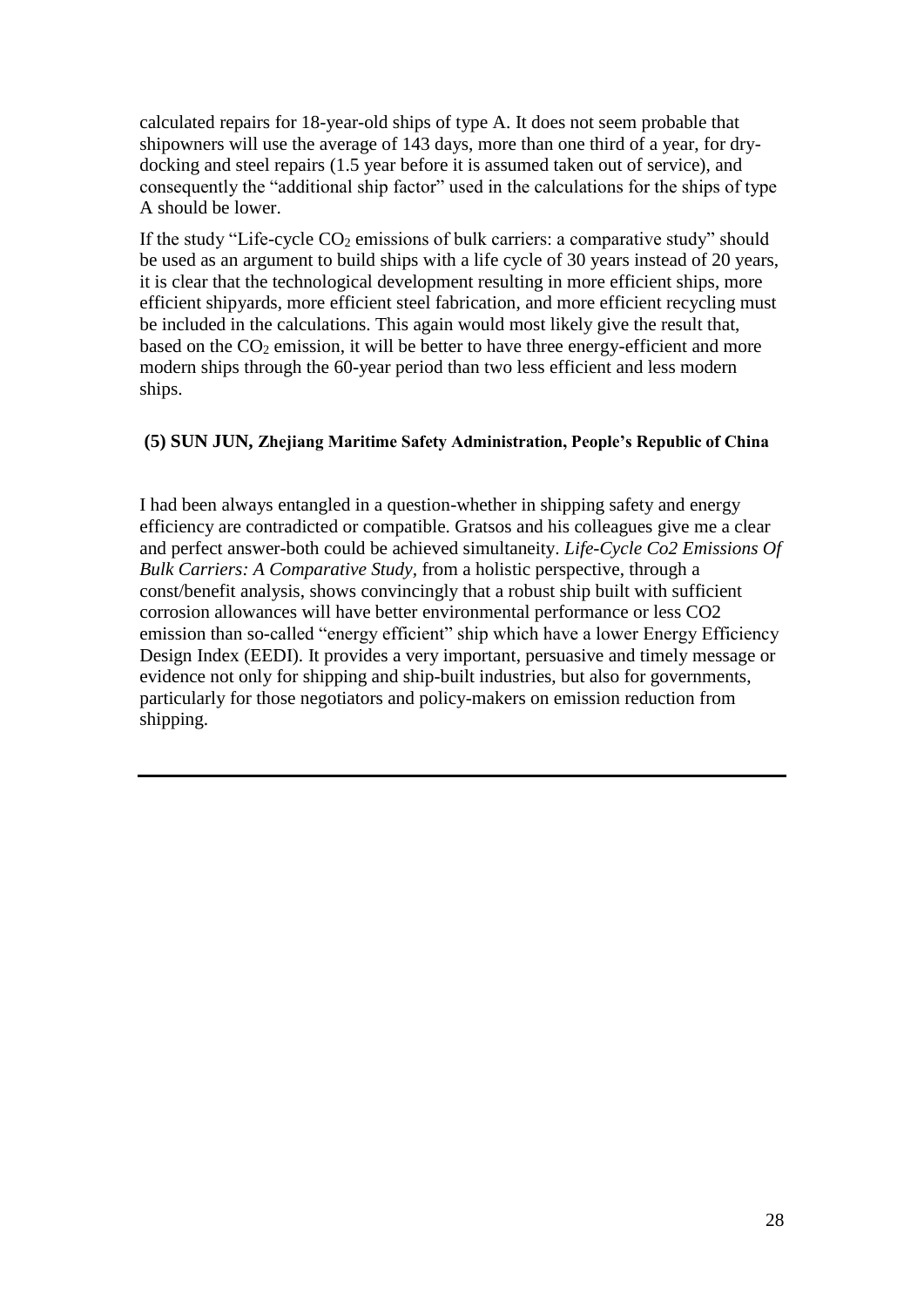calculated repairs for 18-year-old ships of type A. It does not seem probable that shipowners will use the average of 143 days, more than one third of a year, for dry-docking and steel repairs (1.5 year before it is assumed taken out of service), and consequently the "additional ship factor" used in the calculations for the ships of type A should be lower.

If the study "Life-cycle $CO_2$ emissions of bulk carriers: a comparative study" should be used as an argument to build ships with a life cycle of 30 years instead of 20 years, it is clear that the technological development resulting in more efficient ships, more efficient shipyards, more efficient steel fabrication, and more efficient recycling must be included in the calculations. This again would most likely give the result that, based on the $CO_2$ emission, it will be better to have three energy-efficient and more modern ships through the 60-year period than two less efficient and less modern ships.

### (5) SUN JUN, Zhejiang Maritime Safety Administration, People's Republic of China

I had been always entangled in a question-whether in shipping safety and energy efficiency are contradicted or compatible. Gratsos and his colleagues give me a clear and perfect answer-both could be achieved simultaneity. *Life-Cycle Co2 Emissions Of Bulk Carriers: A Comparative Study*, from a holistic perspective, through a const/benefit analysis, shows convincingly that a robust ship built with sufficient corrosion allowances will have better environmental performance or less CO2 emission than so-called "energy efficient" ship which have a lower Energy Efficiency Design Index (EEDI). It provides a very important, persuasive and timely message or evidence not only for shipping and ship-built industries, but also for governments, particularly for those negotiators and policy-makers on emission reduction from shipping.

---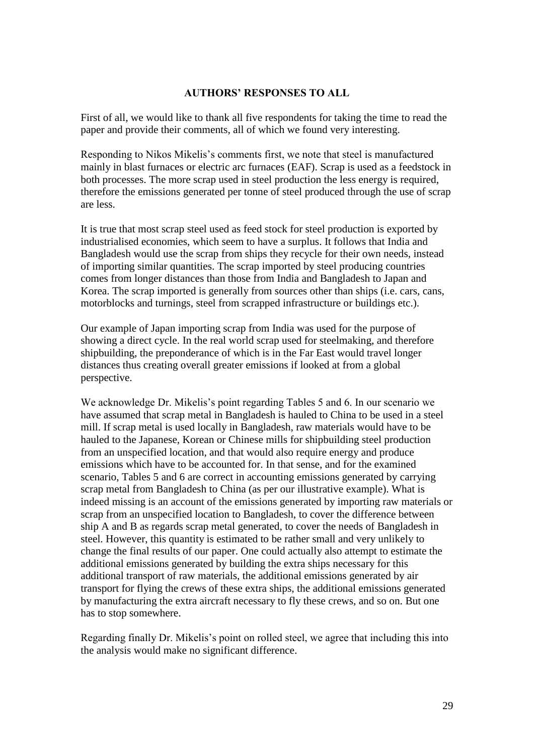## AUTHORS' RESPONSES TO ALL

First of all, we would like to thank all five respondents for taking the time to read the paper and provide their comments, all of which we found very interesting.

Responding to Nikos Mikelis's comments first, we note that steel is manufactured mainly in blast furnaces or electric arc furnaces (EAF). Scrap is used as a feedstock in both processes. The more scrap used in steel production the less energy is required, therefore the emissions generated per tonne of steel produced through the use of scrap are less.

It is true that most scrap steel used as feed stock for steel production is exported by industrialised economies, which seem to have a surplus. It follows that India and Bangladesh would use the scrap from ships they recycle for their own needs, instead of importing similar quantities. The scrap imported by steel producing countries comes from longer distances than those from India and Bangladesh to Japan and Korea. The scrap imported is generally from sources other than ships (i.e. cars, cans, motorblocks and turnings, steel from scrapped infrastructure or buildings etc.).

Our example of Japan importing scrap from India was used for the purpose of showing a direct cycle. In the real world scrap used for steelmaking, and therefore shipbuilding, the preponderance of which is in the Far East would travel longer distances thus creating overall greater emissions if looked at from a global perspective.

We acknowledge Dr. Mikelis's point regarding Tables 5 and 6. In our scenario we have assumed that scrap metal in Bangladesh is hauled to China to be used in a steel mill. If scrap metal is used locally in Bangladesh, raw materials would have to be hauled to the Japanese, Korean or Chinese mills for shipbuilding steel production from an unspecified location, and that would also require energy and produce emissions which have to be accounted for. In that sense, and for the examined scenario, Tables 5 and 6 are correct in accounting emissions generated by carrying scrap metal from Bangladesh to China (as per our illustrative example). What is indeed missing is an account of the emissions generated by importing raw materials or scrap from an unspecified location to Bangladesh, to cover the difference between ship A and B as regards scrap metal generated, to cover the needs of Bangladesh in steel. However, this quantity is estimated to be rather small and very unlikely to change the final results of our paper. One could actually also attempt to estimate the additional emissions generated by building the extra ships necessary for this additional transport of raw materials, the additional emissions generated by air transport for flying the crews of these extra ships, the additional emissions generated by manufacturing the extra aircraft necessary to fly these crews, and so on. But one has to stop somewhere.

Regarding finally Dr. Mikelis's point on rolled steel, we agree that including this into the analysis would make no significant difference.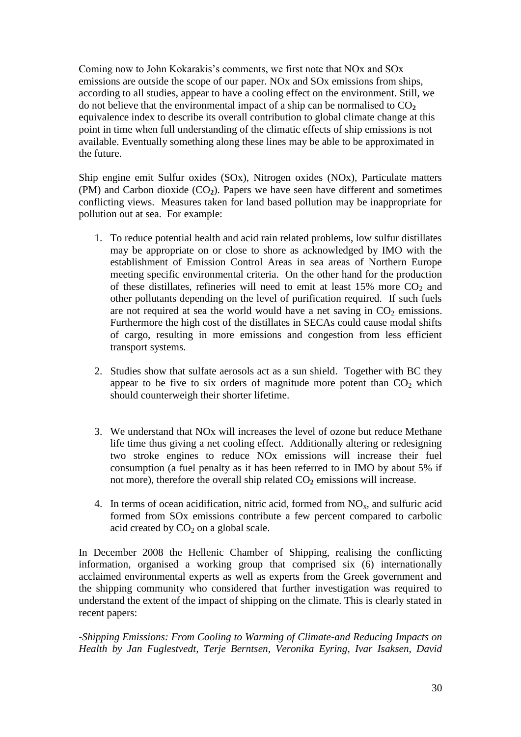Coming now to John Kokarakis's comments, we first note that NOx and SOx emissions are outside the scope of our paper. NOx and SOx emissions from ships, according to all studies, appear to have a cooling effect on the environment. Still, we do not believe that the environmental impact of a ship can be normalised to $CO_2$ equivalence index to describe its overall contribution to global climate change at this point in time when full understanding of the climatic effects of ship emissions is not available. Eventually something along these lines may be able to be approximated in the future.

Ship engine emit Sulfur oxides (SOx), Nitrogen oxides (NOx), Particulate matters (PM) and Carbon dioxide ($CO_2$). Papers we have seen have different and sometimes conflicting views. Measures taken for land based pollution may be inappropriate for pollution out at sea. For example:

1. To reduce potential health and acid rain related problems, low sulfur distillates may be appropriate on or close to shore as acknowledged by IMO with the establishment of Emission Control Areas in sea areas of Northern Europe meeting specific environmental criteria. On the other hand for the production of these distillates, refineries will need to emit at least 15% more $CO_2$ and other pollutants depending on the level of purification required. If such fuels are not required at sea the world would have a net saving in $CO_2$ emissions. Furthermore the high cost of the distillates in SECAs could cause modal shifts of cargo, resulting in more emissions and congestion from less efficient transport systems.

2. Studies show that sulfate aerosols act as a sun shield. Together with BC they appear to be five to six orders of magnitude more potent than $CO_2$ which should counterweigh their shorter lifetime.

3. We understand that NOx will increases the level of ozone but reduce Methane life time thus giving a net cooling effect. Additionally altering or redesigning two stroke engines to reduce NOx emissions will increase their fuel consumption (a fuel penalty as it has been referred to in IMO by about 5% if not more), therefore the overall ship related $CO_2$ emissions will increase.

4. In terms of ocean acidification, nitric acid, formed from $NO_x$, and sulfuric acid formed from SOx emissions contribute a few percent compared to carbolic acid created by $CO_2$ on a global scale.

In December 2008 the Hellenic Chamber of Shipping, realising the conflicting information, organised a working group that comprised six (6) internationally acclaimed environmental experts as well as experts from the Greek government and the shipping community who considered that further investigation was required to understand the extent of the impact of shipping on the climate. This is clearly stated in recent papers:

*-Shipping Emissions: From Cooling to Warming of Climate-and Reducing Impacts on Health by Jan Fuglestvedt, Terje Berntsen, Veronika Eyring, Ivar Isaksen, David*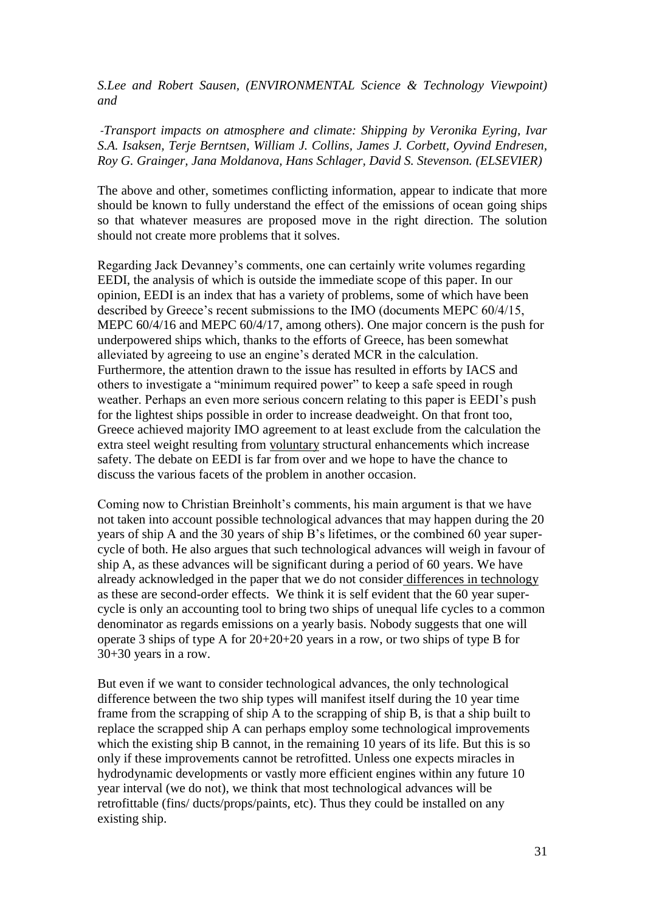*S.Lee and Robert Sausen, (ENVIRONMENTAL Science & Technology Viewpoint) and*

*-Transport impacts on atmosphere and climate: Shipping by Veronika Eyring, Ivar S.A. Isaksen, Terje Berntsen, William J. Collins, James J. Corbett, Oyvind Endresen, Roy G. Grainger, Jana Moldanova, Hans Schlager, David S. Stevenson. (ELSEVIER)*

The above and other, sometimes conflicting information, appear to indicate that more should be known to fully understand the effect of the emissions of ocean going ships so that whatever measures are proposed move in the right direction. The solution should not create more problems that it solves.

Regarding Jack Devanney's comments, one can certainly write volumes regarding EEDI, the analysis of which is outside the immediate scope of this paper. In our opinion, EEDI is an index that has a variety of problems, some of which have been described by Greece's recent submissions to the IMO (documents MEPC 60/4/15, MEPC 60/4/16 and MEPC 60/4/17, among others). One major concern is the push for underpowered ships which, thanks to the efforts of Greece, has been somewhat alleviated by agreeing to use an engine's derated MCR in the calculation. Furthermore, the attention drawn to the issue has resulted in efforts by IACS and others to investigate a "minimum required power" to keep a safe speed in rough weather. Perhaps an even more serious concern relating to this paper is EEDI's push for the lightest ships possible in order to increase deadweight. On that front too, Greece achieved majority IMO agreement to at least exclude from the calculation the extra steel weight resulting from voluntary structural enhancements which increase safety. The debate on EEDI is far from over and we hope to have the chance to discuss the various facets of the problem in another occasion.

Coming now to Christian Breinholt's comments, his main argument is that we have not taken into account possible technological advances that may happen during the 20 years of ship A and the 30 years of ship B's lifetimes, or the combined 60 year super-cycle of both. He also argues that such technological advances will weigh in favour of ship A, as these advances will be significant during a period of 60 years. We have already acknowledged in the paper that we do not consider differences in technology as these are second-order effects. We think it is self evident that the 60 year super-cycle is only an accounting tool to bring two ships of unequal life cycles to a common denominator as regards emissions on a yearly basis. Nobody suggests that one will operate 3 ships of type A for 20+20+20 years in a row, or two ships of type B for 30+30 years in a row.

But even if we want to consider technological advances, the only technological difference between the two ship types will manifest itself during the 10 year time frame from the scrapping of ship A to the scrapping of ship B, is that a ship built to replace the scrapped ship A can perhaps employ some technological improvements which the existing ship B cannot, in the remaining 10 years of its life. But this is so only if these improvements cannot be retrofitted. Unless one expects miracles in hydrodynamic developments or vastly more efficient engines within any future 10 year interval (we do not), we think that most technological advances will be retrofittable (fins/ ducts/props/paints, etc). Thus they could be installed on any existing ship.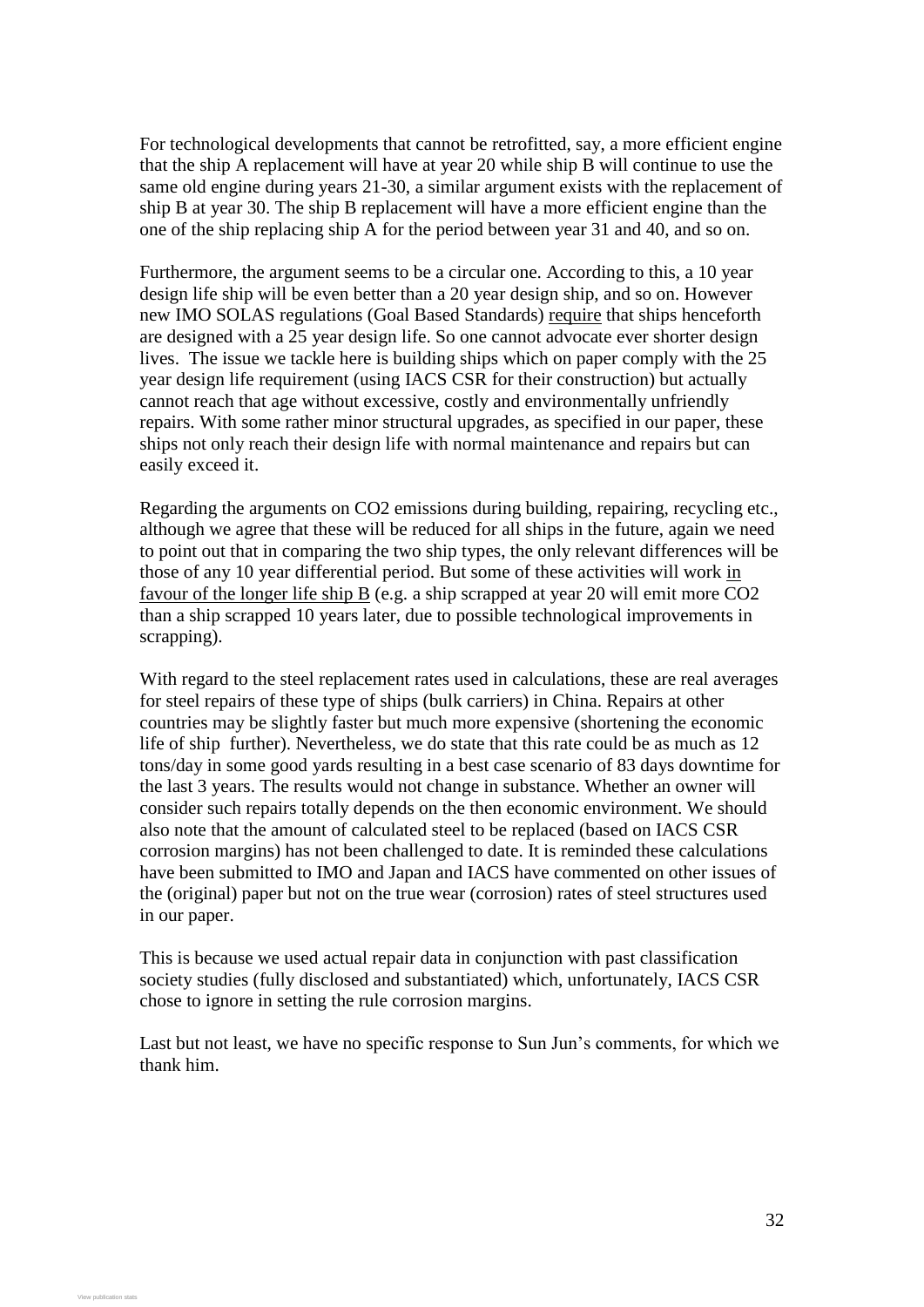For technological developments that cannot be retrofitted, say, a more efficient engine that the ship A replacement will have at year 20 while ship B will continue to use the same old engine during years 21-30, a similar argument exists with the replacement of ship B at year 30. The ship B replacement will have a more efficient engine than the one of the ship replacing ship A for the period between year 31 and 40, and so on.

Furthermore, the argument seems to be a circular one. According to this, a 10 year design life ship will be even better than a 20 year design ship, and so on. However new IMO SOLAS regulations (Goal Based Standards) require that ships henceforth are designed with a 25 year design life. So one cannot advocate ever shorter design lives. The issue we tackle here is building ships which on paper comply with the 25 year design life requirement (using IACS CSR for their construction) but actually cannot reach that age without excessive, costly and environmentally unfriendly repairs. With some rather minor structural upgrades, as specified in our paper, these ships not only reach their design life with normal maintenance and repairs but can easily exceed it.

Regarding the arguments on $CO_2$ emissions during building, repairing, recycling etc., although we agree that these will be reduced for all ships in the future, again we need to point out that in comparing the two ship types, the only relevant differences will be those of any 10 year differential period. But some of these activities will work in favour of the longer life ship B (e.g. a ship scrapped at year 20 will emit more $CO_2$ than a ship scrapped 10 years later, due to possible technological improvements in scrapping).

With regard to the steel replacement rates used in calculations, these are real averages for steel repairs of these type of ships (bulk carriers) in China. Repairs at other countries may be slightly faster but much more expensive (shortening the economic life of ship further). Nevertheless, we do state that this rate could be as much as 12 tons/day in some good yards resulting in a best case scenario of 83 days downtime for the last 3 years. The results would not change in substance. Whether an owner will consider such repairs totally depends on the then economic environment. We should also note that the amount of calculated steel to be replaced (based on IACS CSR corrosion margins) has not been challenged to date. It is reminded these calculations have been submitted to IMO and Japan and IACS have commented on other issues of the (original) paper but not on the true wear (corrosion) rates of steel structures used in our paper.

This is because we used actual repair data in conjunction with past classification society studies (fully disclosed and substantiated) which, unfortunately, IACS CSR chose to ignore in setting the rule corrosion margins.

Last but not least, we have no specific response to Sun Jun's comments, for which we thank him.